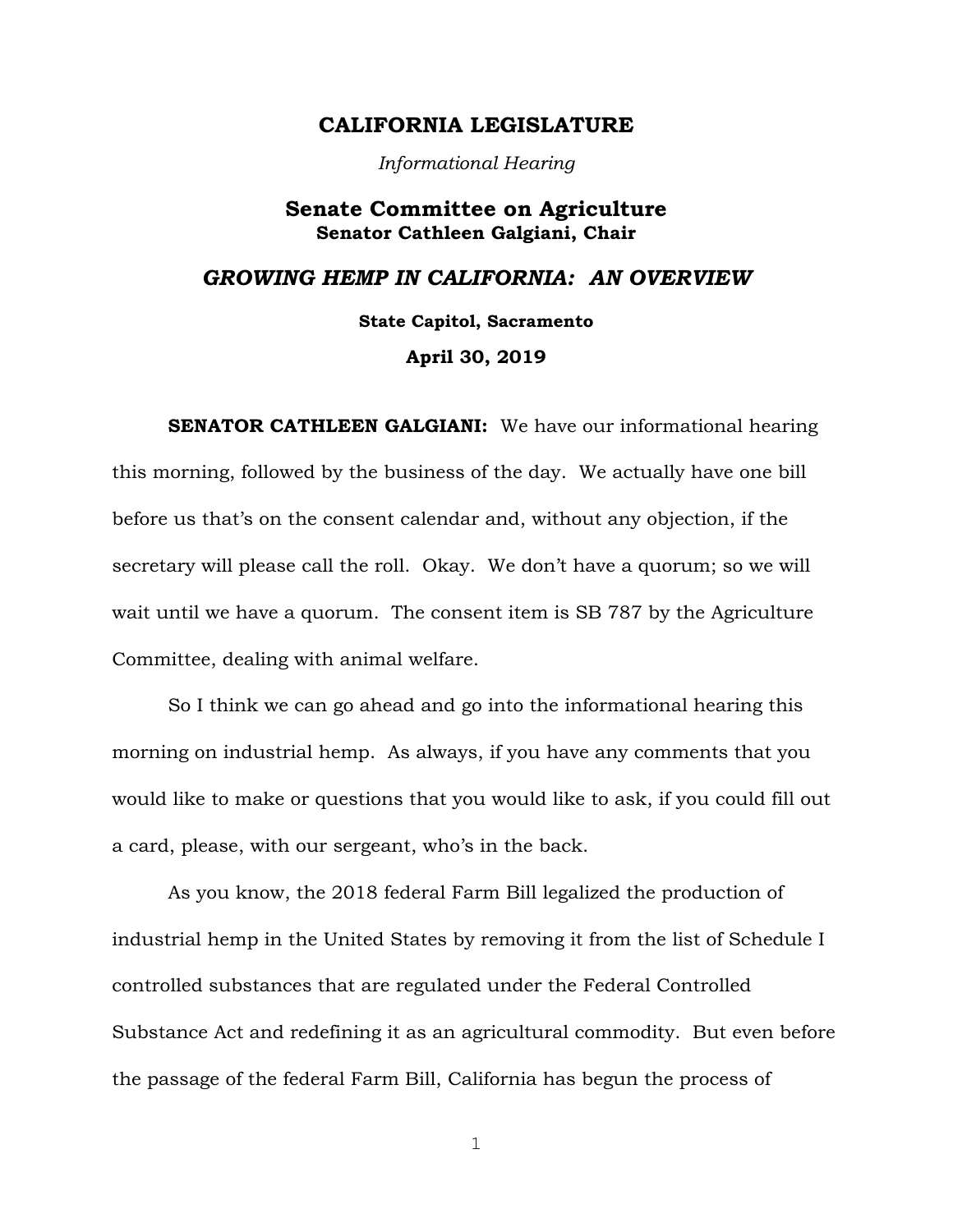# CALIFORNIA LEGISLATURE

*Informational Hearing*

## Senate Committee on Agriculture
**Senator Cathleen Galgiani, Chair**

## *GROWING HEMP IN CALIFORNIA: AN OVERVIEW*

**State Capitol, Sacramento**

**April 30, 2019**

**SENATOR CATHLEEN GALGIANI:** We have our informational hearing this morning, followed by the business of the day. We actually have one bill before us that's on the consent calendar and, without any objection, if the secretary will please call the roll. Okay. We don't have a quorum; so we will wait until we have a quorum. The consent item is SB 787 by the Agriculture Committee, dealing with animal welfare.

So I think we can go ahead and go into the informational hearing this morning on industrial hemp. As always, if you have any comments that you would like to make or questions that you would like to ask, if you could fill out a card, please, with our sergeant, who's in the back.

As you know, the 2018 federal Farm Bill legalized the production of industrial hemp in the United States by removing it from the list of Schedule I controlled substances that are regulated under the Federal Controlled Substance Act and redefining it as an agricultural commodity. But even before the passage of the federal Farm Bill, California has begun the process of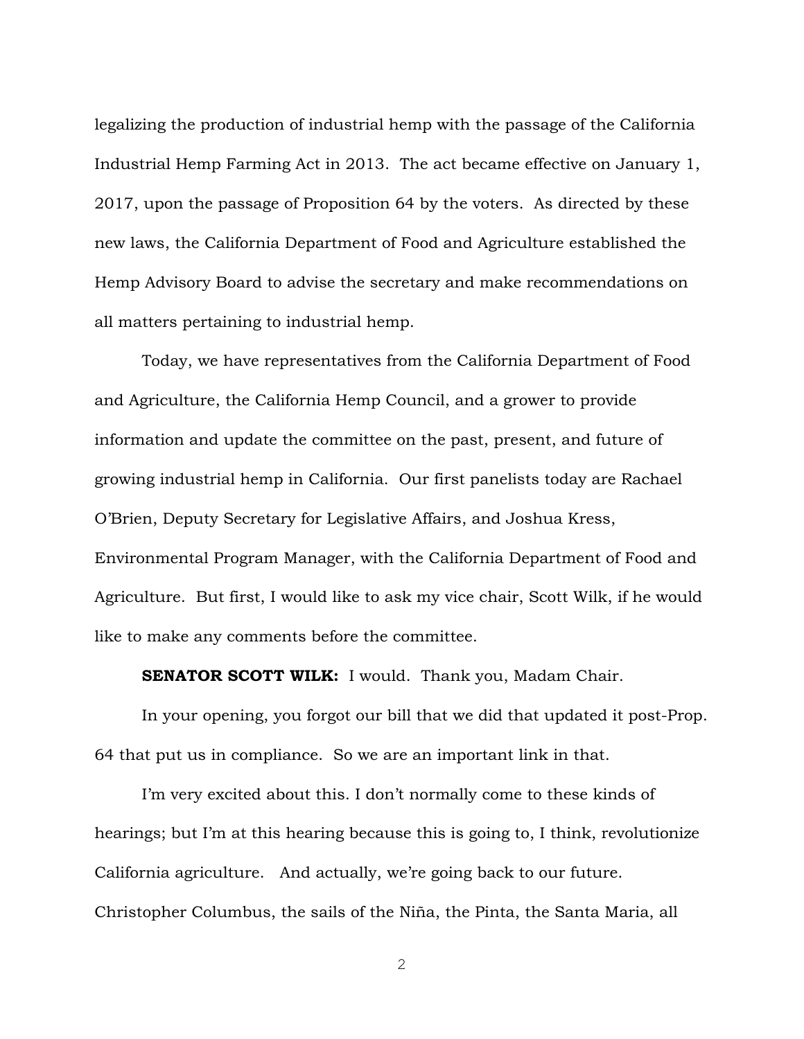legalizing the production of industrial hemp with the passage of the California Industrial Hemp Farming Act in 2013. The act became effective on January 1, 2017, upon the passage of Proposition 64 by the voters. As directed by these new laws, the California Department of Food and Agriculture established the Hemp Advisory Board to advise the secretary and make recommendations on all matters pertaining to industrial hemp.

Today, we have representatives from the California Department of Food and Agriculture, the California Hemp Council, and a grower to provide information and update the committee on the past, present, and future of growing industrial hemp in California. Our first panelists today are Rachael O'Brien, Deputy Secretary for Legislative Affairs, and Joshua Kress, Environmental Program Manager, with the California Department of Food and Agriculture. But first, I would like to ask my vice chair, Scott Wilk, if he would like to make any comments before the committee.

**SENATOR SCOTT WILK:** I would. Thank you, Madam Chair.

In your opening, you forgot our bill that we did that updated it post-Prop. 64 that put us in compliance. So we are an important link in that.

I'm very excited about this. I don't normally come to these kinds of hearings; but I'm at this hearing because this is going to, I think, revolutionize California agriculture. And actually, we're going back to our future. Christopher Columbus, the sails of the Niña, the Pinta, the Santa Maria, all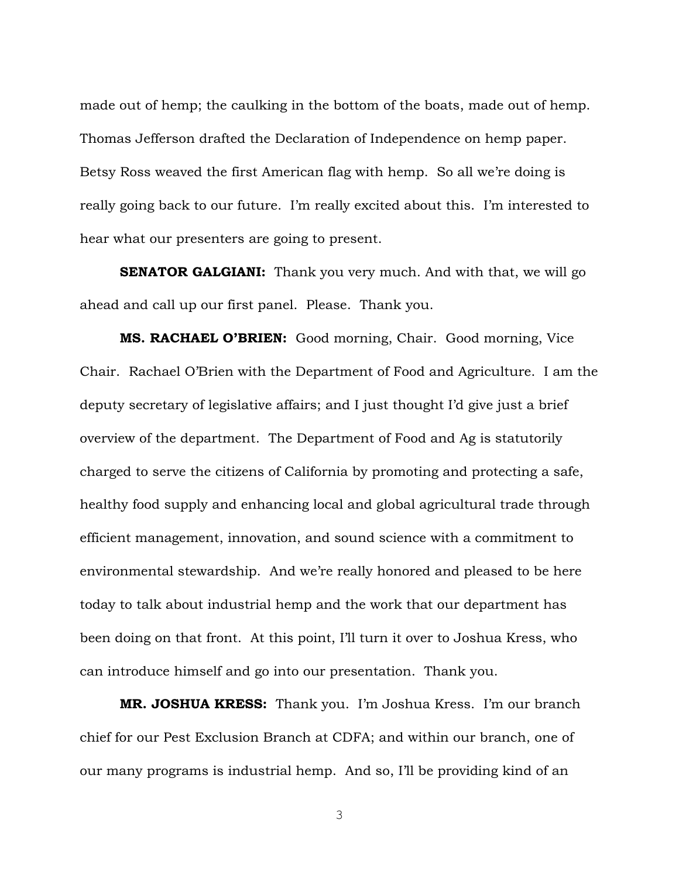made out of hemp; the caulking in the bottom of the boats, made out of hemp. Thomas Jefferson drafted the Declaration of Independence on hemp paper. Betsy Ross weaved the first American flag with hemp. So all we're doing is really going back to our future. I'm really excited about this. I'm interested to hear what our presenters are going to present.

**SENATOR GALGIANI:** Thank you very much. And with that, we will go ahead and call up our first panel. Please. Thank you.

**MS. RACHAEL O'BRIEN:** Good morning, Chair. Good morning, Vice Chair. Rachael O'Brien with the Department of Food and Agriculture. I am the deputy secretary of legislative affairs; and I just thought I'd give just a brief overview of the department. The Department of Food and Ag is statutorily charged to serve the citizens of California by promoting and protecting a safe, healthy food supply and enhancing local and global agricultural trade through efficient management, innovation, and sound science with a commitment to environmental stewardship. And we're really honored and pleased to be here today to talk about industrial hemp and the work that our department has been doing on that front. At this point, I'll turn it over to Joshua Kress, who can introduce himself and go into our presentation. Thank you.

**MR. JOSHUA KRESS:** Thank you. I'm Joshua Kress. I'm our branch chief for our Pest Exclusion Branch at CDFA; and within our branch, one of our many programs is industrial hemp. And so, I'll be providing kind of an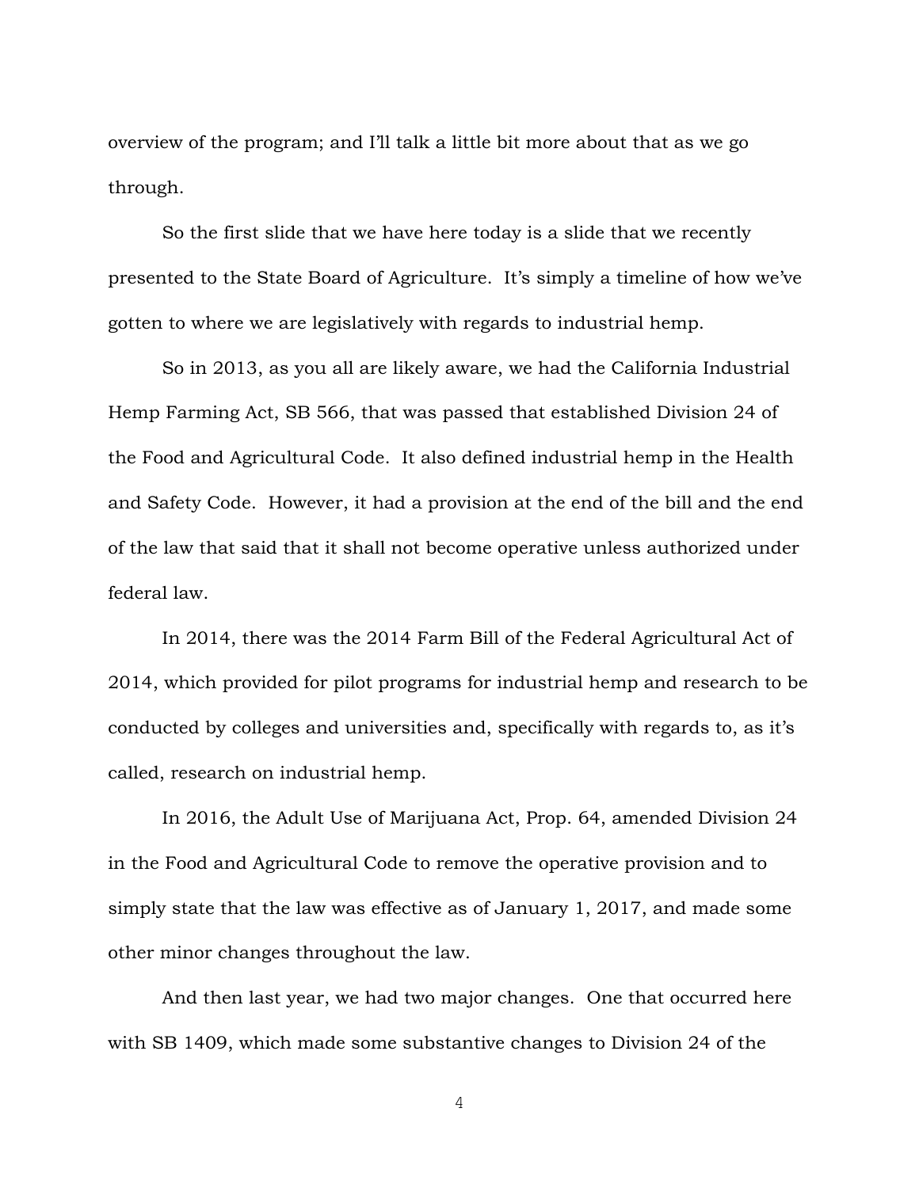overview of the program; and I'll talk a little bit more about that as we go through.

So the first slide that we have here today is a slide that we recently presented to the State Board of Agriculture. It's simply a timeline of how we've gotten to where we are legislatively with regards to industrial hemp.

So in 2013, as you all are likely aware, we had the California Industrial Hemp Farming Act, SB 566, that was passed that established Division 24 of the Food and Agricultural Code. It also defined industrial hemp in the Health and Safety Code. However, it had a provision at the end of the bill and the end of the law that said that it shall not become operative unless authorized under federal law.

In 2014, there was the 2014 Farm Bill of the Federal Agricultural Act of 2014, which provided for pilot programs for industrial hemp and research to be conducted by colleges and universities and, specifically with regards to, as it's called, research on industrial hemp.

In 2016, the Adult Use of Marijuana Act, Prop. 64, amended Division 24 in the Food and Agricultural Code to remove the operative provision and to simply state that the law was effective as of January 1, 2017, and made some other minor changes throughout the law.

And then last year, we had two major changes. One that occurred here with SB 1409, which made some substantive changes to Division 24 of the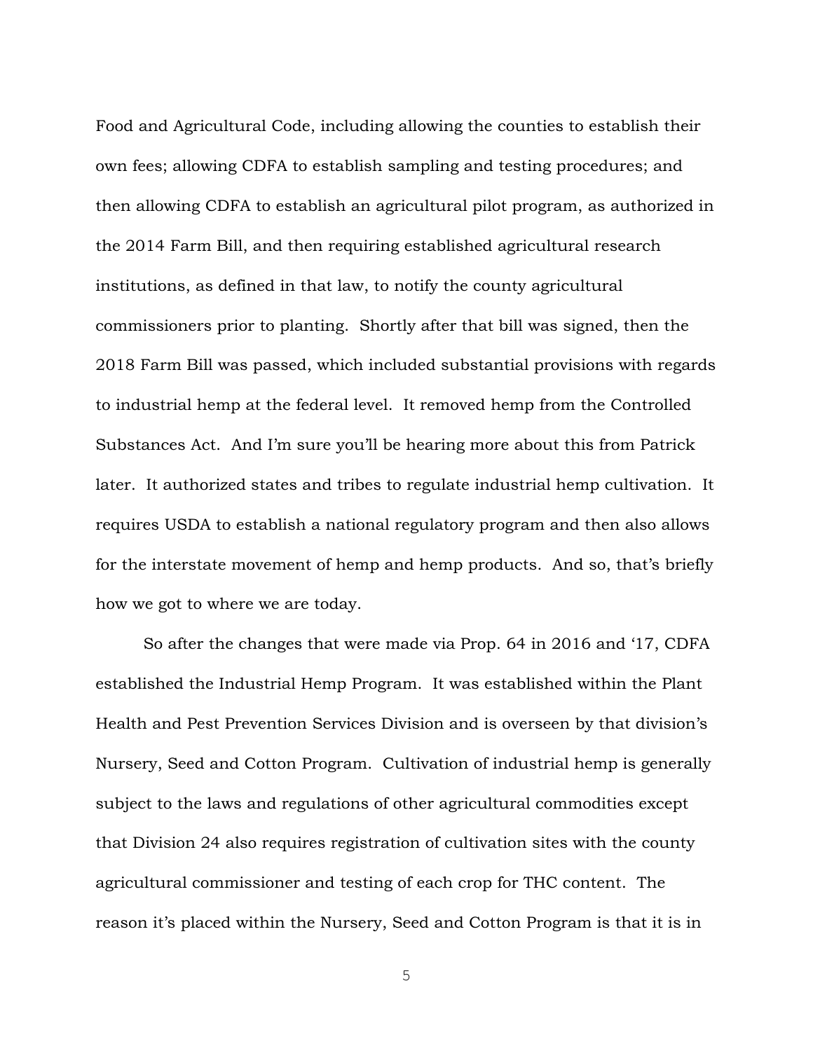Food and Agricultural Code, including allowing the counties to establish their own fees; allowing CDFA to establish sampling and testing procedures; and then allowing CDFA to establish an agricultural pilot program, as authorized in the 2014 Farm Bill, and then requiring established agricultural research institutions, as defined in that law, to notify the county agricultural commissioners prior to planting. Shortly after that bill was signed, then the 2018 Farm Bill was passed, which included substantial provisions with regards to industrial hemp at the federal level. It removed hemp from the Controlled Substances Act. And I'm sure you'll be hearing more about this from Patrick later. It authorized states and tribes to regulate industrial hemp cultivation. It requires USDA to establish a national regulatory program and then also allows for the interstate movement of hemp and hemp products. And so, that's briefly how we got to where we are today.

So after the changes that were made via Prop. 64 in 2016 and '17, CDFA established the Industrial Hemp Program. It was established within the Plant Health and Pest Prevention Services Division and is overseen by that division's Nursery, Seed and Cotton Program. Cultivation of industrial hemp is generally subject to the laws and regulations of other agricultural commodities except that Division 24 also requires registration of cultivation sites with the county agricultural commissioner and testing of each crop for THC content. The reason it's placed within the Nursery, Seed and Cotton Program is that it is in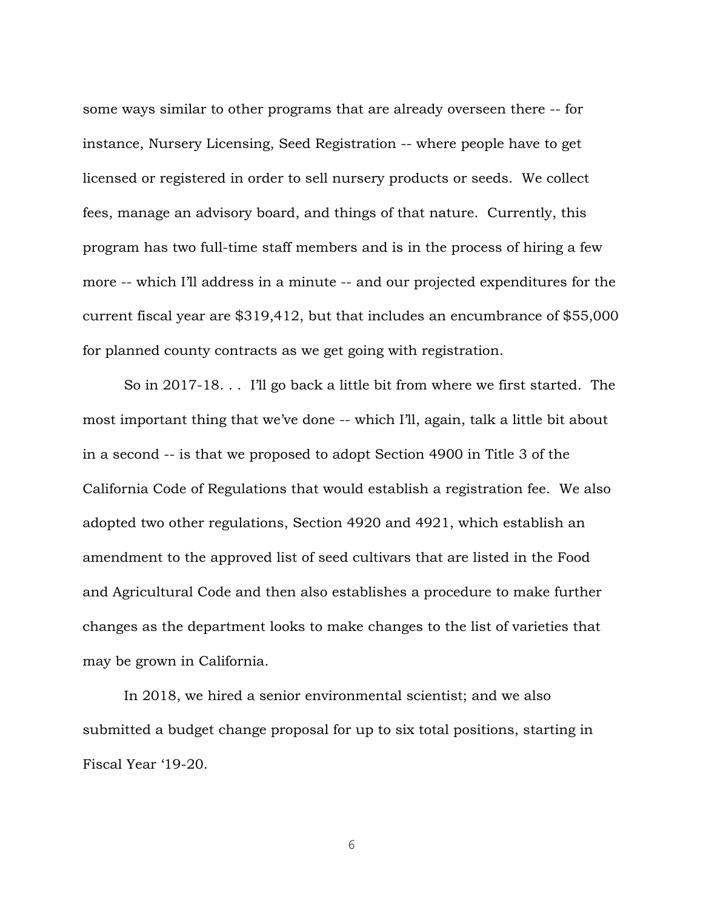some ways similar to other programs that are already overseen there -- for instance, Nursery Licensing, Seed Registration -- where people have to get licensed or registered in order to sell nursery products or seeds. We collect fees, manage an advisory board, and things of that nature. Currently, this program has two full-time staff members and is in the process of hiring a few more -- which I'll address in a minute -- and our projected expenditures for the current fiscal year are $319,412, but that includes an encumbrance of $55,000 for planned county contracts as we get going with registration.

So in 2017-18. . . I'll go back a little bit from where we first started. The most important thing that we've done -- which I'll, again, talk a little bit about in a second -- is that we proposed to adopt Section 4900 in Title 3 of the California Code of Regulations that would establish a registration fee. We also adopted two other regulations, Section 4920 and 4921, which establish an amendment to the approved list of seed cultivars that are listed in the Food and Agricultural Code and then also establishes a procedure to make further changes as the department looks to make changes to the list of varieties that may be grown in California.

In 2018, we hired a senior environmental scientist; and we also submitted a budget change proposal for up to six total positions, starting in Fiscal Year '19-20.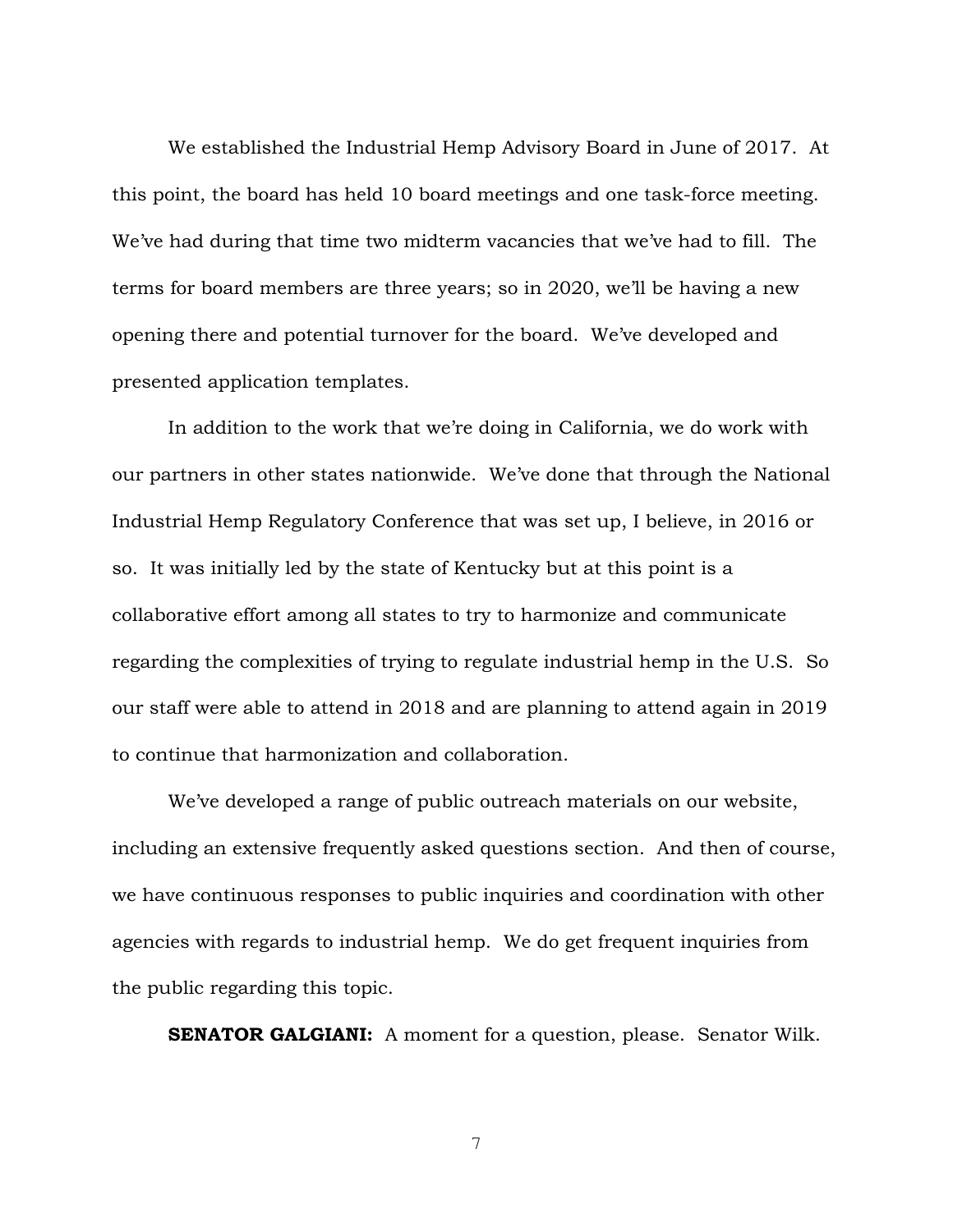We established the Industrial Hemp Advisory Board in June of 2017. At this point, the board has held 10 board meetings and one task-force meeting. We've had during that time two midterm vacancies that we've had to fill. The terms for board members are three years; so in 2020, we'll be having a new opening there and potential turnover for the board. We've developed and presented application templates.

In addition to the work that we're doing in California, we do work with our partners in other states nationwide. We've done that through the National Industrial Hemp Regulatory Conference that was set up, I believe, in 2016 or so. It was initially led by the state of Kentucky but at this point is a collaborative effort among all states to try to harmonize and communicate regarding the complexities of trying to regulate industrial hemp in the U.S. So our staff were able to attend in 2018 and are planning to attend again in 2019 to continue that harmonization and collaboration.

We've developed a range of public outreach materials on our website, including an extensive frequently asked questions section. And then of course, we have continuous responses to public inquiries and coordination with other agencies with regards to industrial hemp. We do get frequent inquiries from the public regarding this topic.

**SENATOR GALGIANI:** A moment for a question, please. Senator Wilk.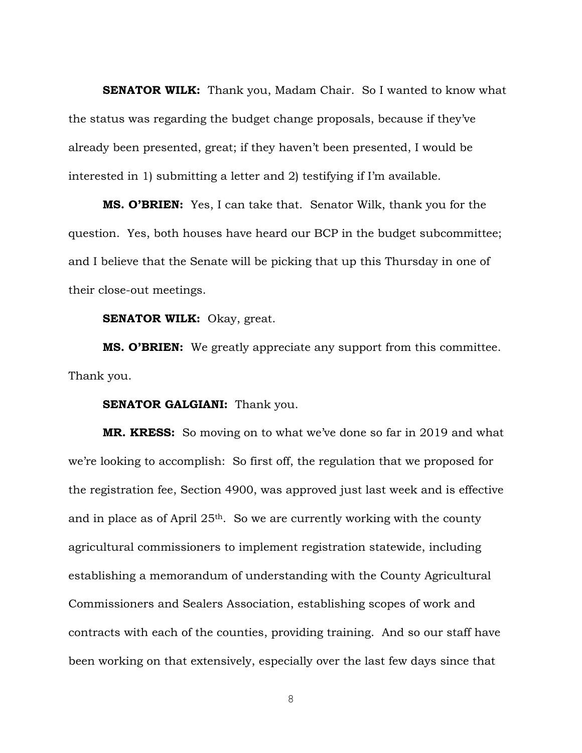**SENATOR WILK:** Thank you, Madam Chair. So I wanted to know what the status was regarding the budget change proposals, because if they've already been presented, great; if they haven't been presented, I would be interested in 1) submitting a letter and 2) testifying if I'm available.

**MS. O'BRIEN:** Yes, I can take that. Senator Wilk, thank you for the question. Yes, both houses have heard our BCP in the budget subcommittee; and I believe that the Senate will be picking that up this Thursday in one of their close-out meetings.

**SENATOR WILK:** Okay, great.

**MS. O'BRIEN:** We greatly appreciate any support from this committee. Thank you.

**SENATOR GALGIANI:** Thank you.

**MR. KRESS:** So moving on to what we've done so far in 2019 and what we're looking to accomplish: So first off, the regulation that we proposed for the registration fee, Section 4900, was approved just last week and is effective and in place as of April 25th. So we are currently working with the county agricultural commissioners to implement registration statewide, including establishing a memorandum of understanding with the County Agricultural Commissioners and Sealers Association, establishing scopes of work and contracts with each of the counties, providing training. And so our staff have been working on that extensively, especially over the last few days since that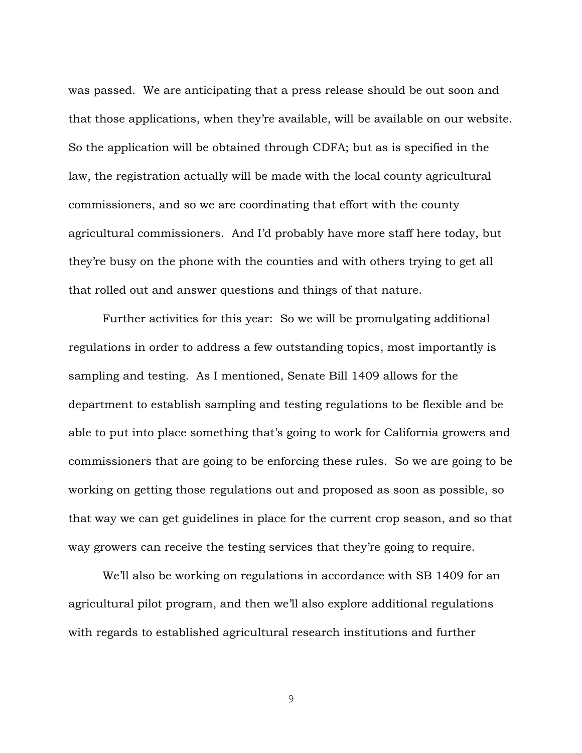was passed. We are anticipating that a press release should be out soon and that those applications, when they're available, will be available on our website. So the application will be obtained through CDFA; but as is specified in the law, the registration actually will be made with the local county agricultural commissioners, and so we are coordinating that effort with the county agricultural commissioners. And I'd probably have more staff here today, but they're busy on the phone with the counties and with others trying to get all that rolled out and answer questions and things of that nature.

Further activities for this year: So we will be promulgating additional regulations in order to address a few outstanding topics, most importantly is sampling and testing. As I mentioned, Senate Bill 1409 allows for the department to establish sampling and testing regulations to be flexible and be able to put into place something that's going to work for California growers and commissioners that are going to be enforcing these rules. So we are going to be working on getting those regulations out and proposed as soon as possible, so that way we can get guidelines in place for the current crop season, and so that way growers can receive the testing services that they're going to require.

We'll also be working on regulations in accordance with SB 1409 for an agricultural pilot program, and then we'll also explore additional regulations with regards to established agricultural research institutions and further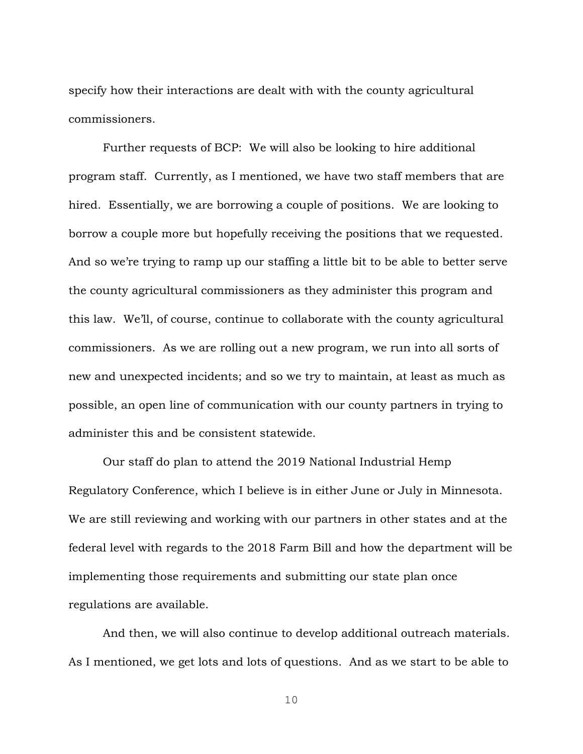specify how their interactions are dealt with with the county agricultural commissioners.

Further requests of BCP: We will also be looking to hire additional program staff. Currently, as I mentioned, we have two staff members that are hired. Essentially, we are borrowing a couple of positions. We are looking to borrow a couple more but hopefully receiving the positions that we requested. And so we're trying to ramp up our staffing a little bit to be able to better serve the county agricultural commissioners as they administer this program and this law. We'll, of course, continue to collaborate with the county agricultural commissioners. As we are rolling out a new program, we run into all sorts of new and unexpected incidents; and so we try to maintain, at least as much as possible, an open line of communication with our county partners in trying to administer this and be consistent statewide.

Our staff do plan to attend the 2019 National Industrial Hemp Regulatory Conference, which I believe is in either June or July in Minnesota. We are still reviewing and working with our partners in other states and at the federal level with regards to the 2018 Farm Bill and how the department will be implementing those requirements and submitting our state plan once regulations are available.

And then, we will also continue to develop additional outreach materials. As I mentioned, we get lots and lots of questions. And as we start to be able to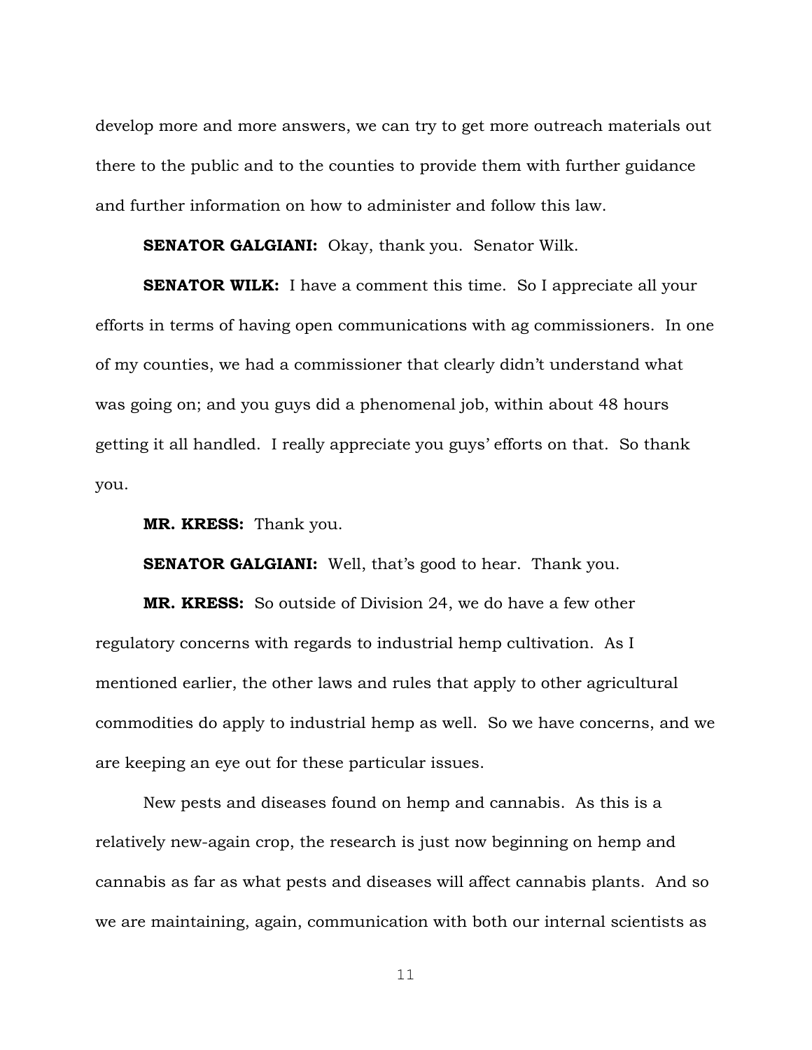develop more and more answers, we can try to get more outreach materials out there to the public and to the counties to provide them with further guidance and further information on how to administer and follow this law.

**SENATOR GALGIANI:** Okay, thank you. Senator Wilk.

**SENATOR WILK:** I have a comment this time. So I appreciate all your efforts in terms of having open communications with ag commissioners. In one of my counties, we had a commissioner that clearly didn't understand what was going on; and you guys did a phenomenal job, within about 48 hours getting it all handled. I really appreciate you guys' efforts on that. So thank you.

**MR. KRESS:** Thank you.

**SENATOR GALGIANI:** Well, that's good to hear. Thank you.

**MR. KRESS:** So outside of Division 24, we do have a few other regulatory concerns with regards to industrial hemp cultivation. As I mentioned earlier, the other laws and rules that apply to other agricultural commodities do apply to industrial hemp as well. So we have concerns, and we are keeping an eye out for these particular issues.

New pests and diseases found on hemp and cannabis. As this is a relatively new-again crop, the research is just now beginning on hemp and cannabis as far as what pests and diseases will affect cannabis plants. And so we are maintaining, again, communication with both our internal scientists as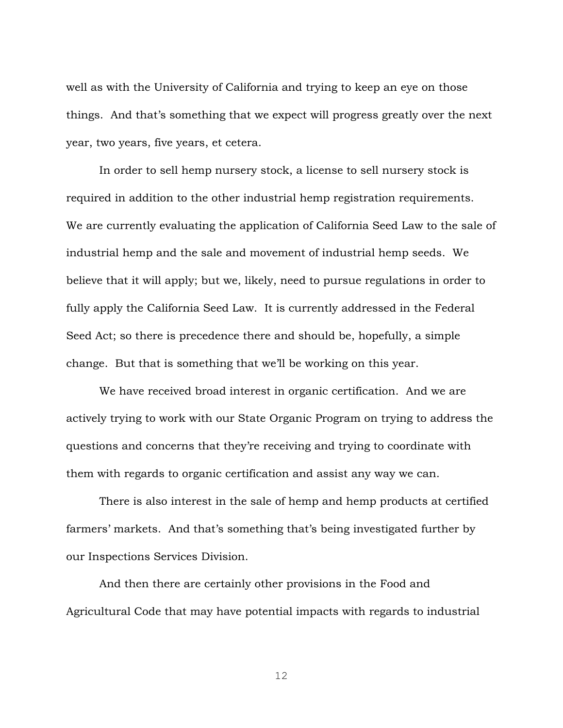well as with the University of California and trying to keep an eye on those things. And that's something that we expect will progress greatly over the next year, two years, five years, et cetera.

In order to sell hemp nursery stock, a license to sell nursery stock is required in addition to the other industrial hemp registration requirements. We are currently evaluating the application of California Seed Law to the sale of industrial hemp and the sale and movement of industrial hemp seeds. We believe that it will apply; but we, likely, need to pursue regulations in order to fully apply the California Seed Law. It is currently addressed in the Federal Seed Act; so there is precedence there and should be, hopefully, a simple change. But that is something that we'll be working on this year.

We have received broad interest in organic certification. And we are actively trying to work with our State Organic Program on trying to address the questions and concerns that they're receiving and trying to coordinate with them with regards to organic certification and assist any way we can.

There is also interest in the sale of hemp and hemp products at certified farmers' markets. And that's something that's being investigated further by our Inspections Services Division.

And then there are certainly other provisions in the Food and Agricultural Code that may have potential impacts with regards to industrial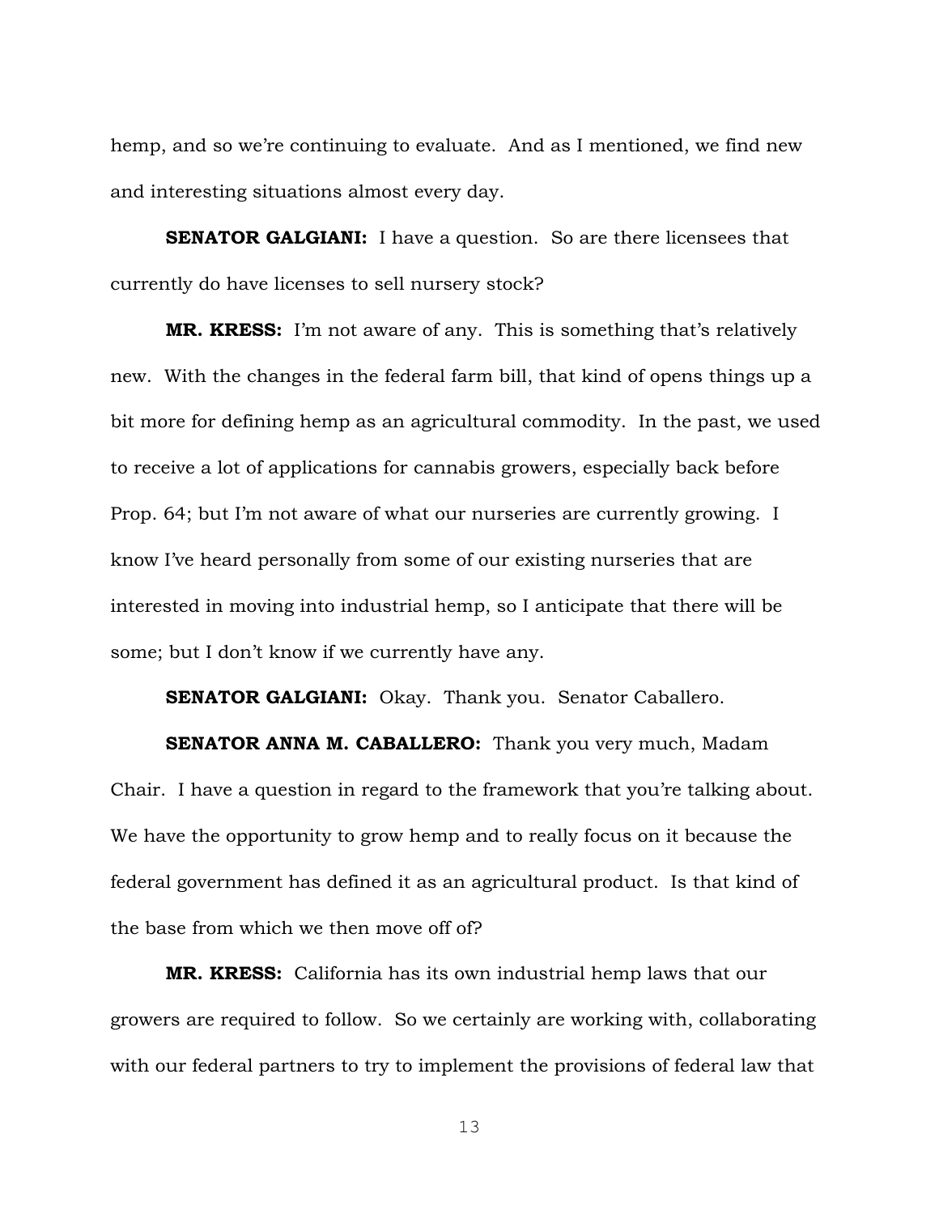hemp, and so we're continuing to evaluate. And as I mentioned, we find new and interesting situations almost every day.

**SENATOR GALGIANI:** I have a question. So are there licensees that currently do have licenses to sell nursery stock?

**MR. KRESS:** I'm not aware of any. This is something that's relatively new. With the changes in the federal farm bill, that kind of opens things up a bit more for defining hemp as an agricultural commodity. In the past, we used to receive a lot of applications for cannabis growers, especially back before Prop. 64; but I'm not aware of what our nurseries are currently growing. I know I've heard personally from some of our existing nurseries that are interested in moving into industrial hemp, so I anticipate that there will be some; but I don't know if we currently have any.

**SENATOR GALGIANI:** Okay. Thank you. Senator Caballero.

**SENATOR ANNA M. CABALLERO:** Thank you very much, Madam Chair. I have a question in regard to the framework that you're talking about. We have the opportunity to grow hemp and to really focus on it because the federal government has defined it as an agricultural product. Is that kind of the base from which we then move off of?

**MR. KRESS:** California has its own industrial hemp laws that our growers are required to follow. So we certainly are working with, collaborating with our federal partners to try to implement the provisions of federal law that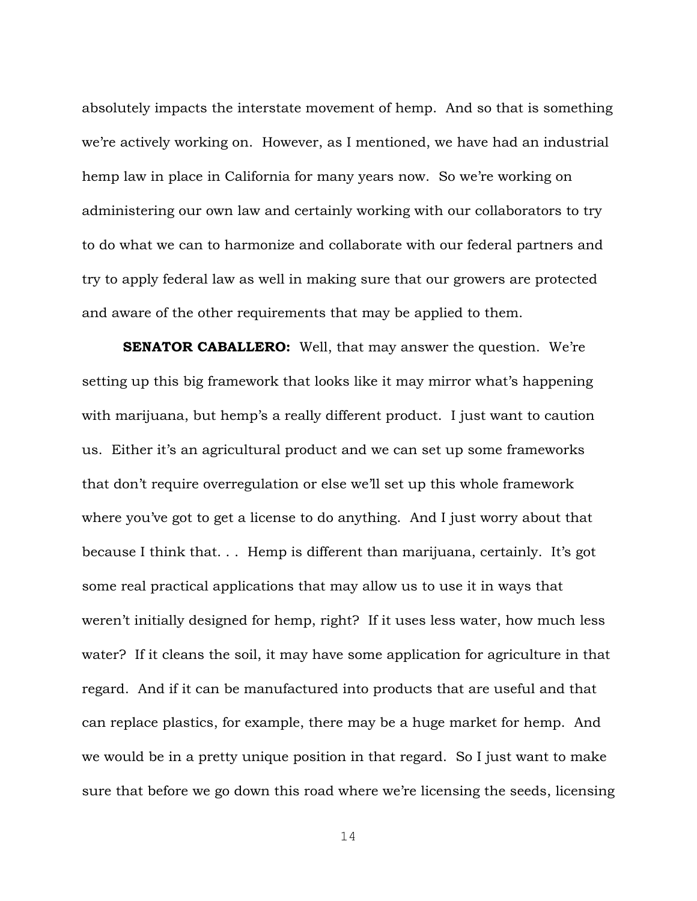absolutely impacts the interstate movement of hemp. And so that is something we're actively working on. However, as I mentioned, we have had an industrial hemp law in place in California for many years now. So we're working on administering our own law and certainly working with our collaborators to try to do what we can to harmonize and collaborate with our federal partners and try to apply federal law as well in making sure that our growers are protected and aware of the other requirements that may be applied to them.

**SENATOR CABALLERO:** Well, that may answer the question. We're setting up this big framework that looks like it may mirror what's happening with marijuana, but hemp's a really different product. I just want to caution us. Either it's an agricultural product and we can set up some frameworks that don't require overregulation or else we'll set up this whole framework where you've got to get a license to do anything. And I just worry about that because I think that. . . Hemp is different than marijuana, certainly. It's got some real practical applications that may allow us to use it in ways that weren't initially designed for hemp, right? If it uses less water, how much less water? If it cleans the soil, it may have some application for agriculture in that regard. And if it can be manufactured into products that are useful and that can replace plastics, for example, there may be a huge market for hemp. And we would be in a pretty unique position in that regard. So I just want to make sure that before we go down this road where we're licensing the seeds, licensing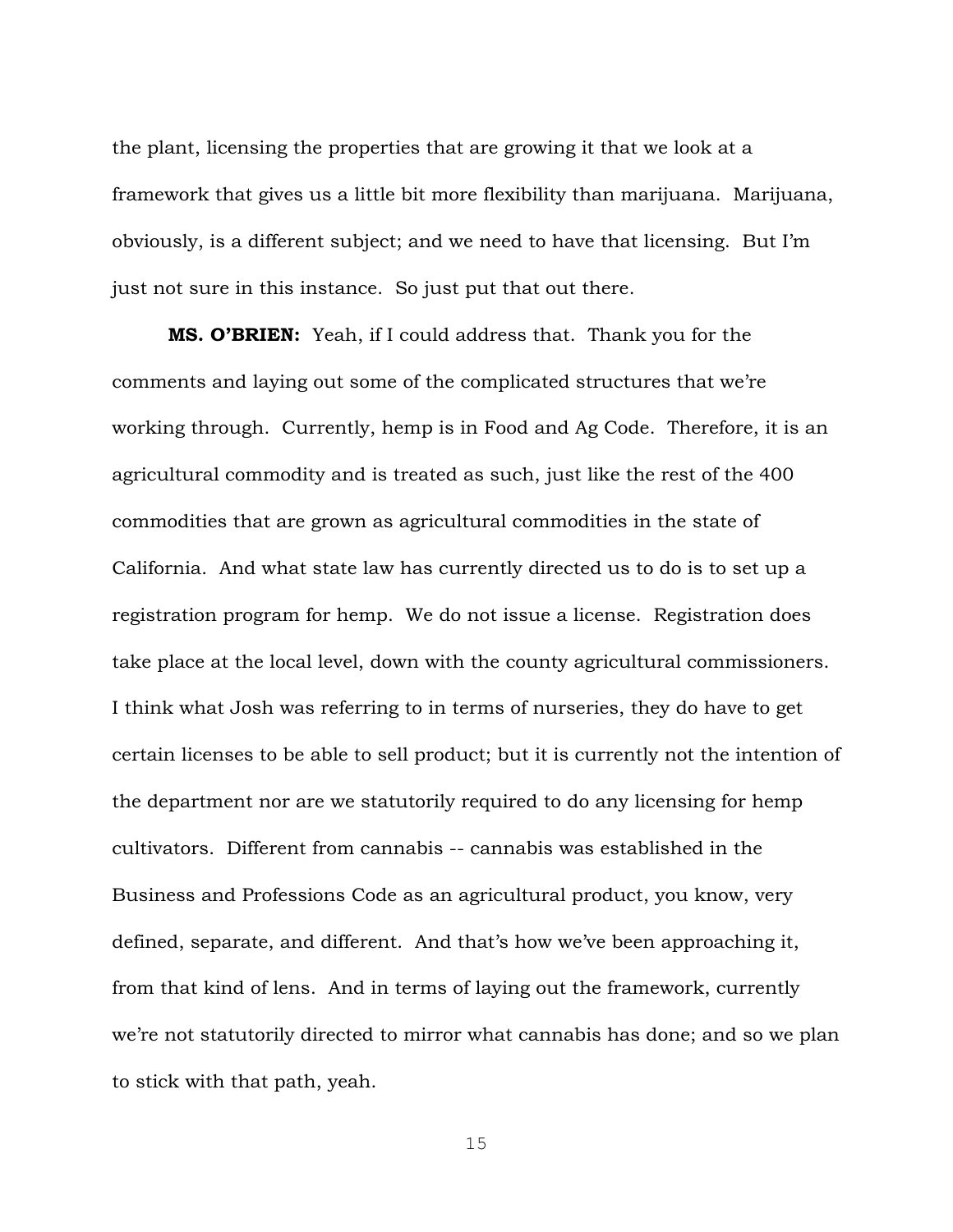the plant, licensing the properties that are growing it that we look at a framework that gives us a little bit more flexibility than marijuana. Marijuana, obviously, is a different subject; and we need to have that licensing. But I'm just not sure in this instance. So just put that out there.

**MS. O'BRIEN:** Yeah, if I could address that. Thank you for the comments and laying out some of the complicated structures that we're working through. Currently, hemp is in Food and Ag Code. Therefore, it is an agricultural commodity and is treated as such, just like the rest of the 400 commodities that are grown as agricultural commodities in the state of California. And what state law has currently directed us to do is to set up a registration program for hemp. We do not issue a license. Registration does take place at the local level, down with the county agricultural commissioners. I think what Josh was referring to in terms of nurseries, they do have to get certain licenses to be able to sell product; but it is currently not the intention of the department nor are we statutorily required to do any licensing for hemp cultivators. Different from cannabis -- cannabis was established in the Business and Professions Code as an agricultural product, you know, very defined, separate, and different. And that's how we've been approaching it, from that kind of lens. And in terms of laying out the framework, currently we're not statutorily directed to mirror what cannabis has done; and so we plan to stick with that path, yeah.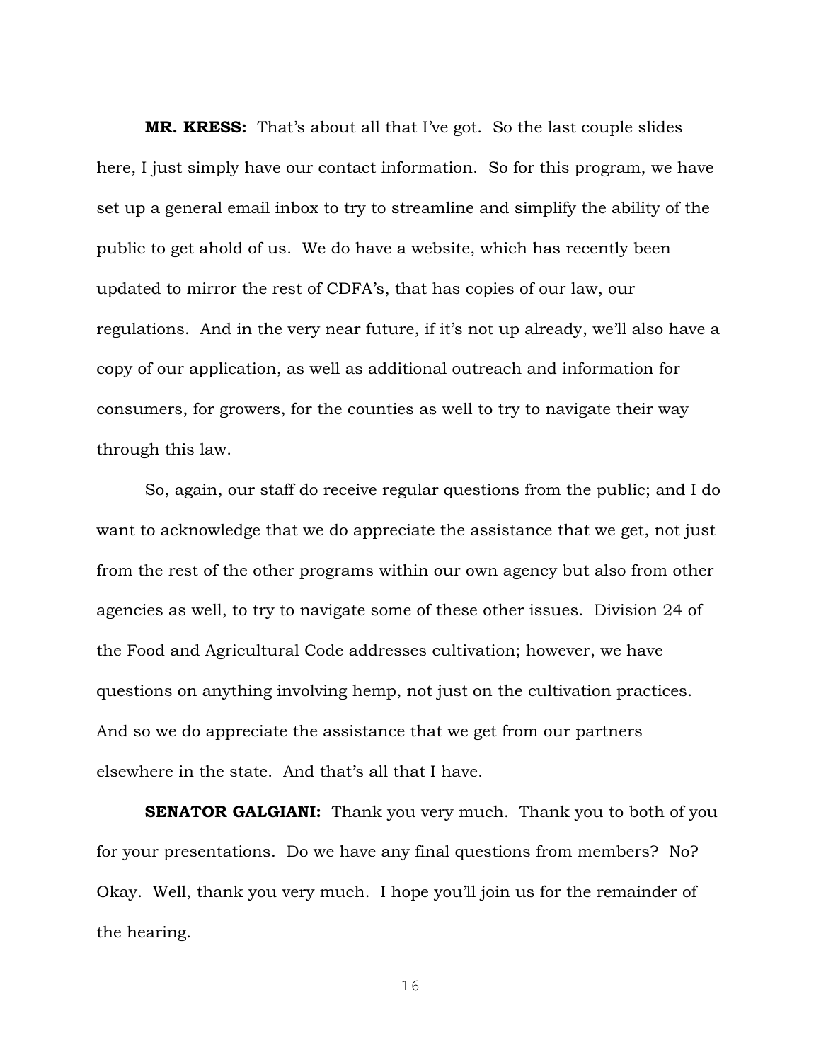**MR. KRESS:** That's about all that I've got. So the last couple slides here, I just simply have our contact information. So for this program, we have set up a general email inbox to try to streamline and simplify the ability of the public to get ahold of us. We do have a website, which has recently been updated to mirror the rest of CDFA's, that has copies of our law, our regulations. And in the very near future, if it's not up already, we'll also have a copy of our application, as well as additional outreach and information for consumers, for growers, for the counties as well to try to navigate their way through this law.

So, again, our staff do receive regular questions from the public; and I do want to acknowledge that we do appreciate the assistance that we get, not just from the rest of the other programs within our own agency but also from other agencies as well, to try to navigate some of these other issues. Division 24 of the Food and Agricultural Code addresses cultivation; however, we have questions on anything involving hemp, not just on the cultivation practices. And so we do appreciate the assistance that we get from our partners elsewhere in the state. And that's all that I have.

**SENATOR GALGIANI:** Thank you very much. Thank you to both of you for your presentations. Do we have any final questions from members? No? Okay. Well, thank you very much. I hope you'll join us for the remainder of the hearing.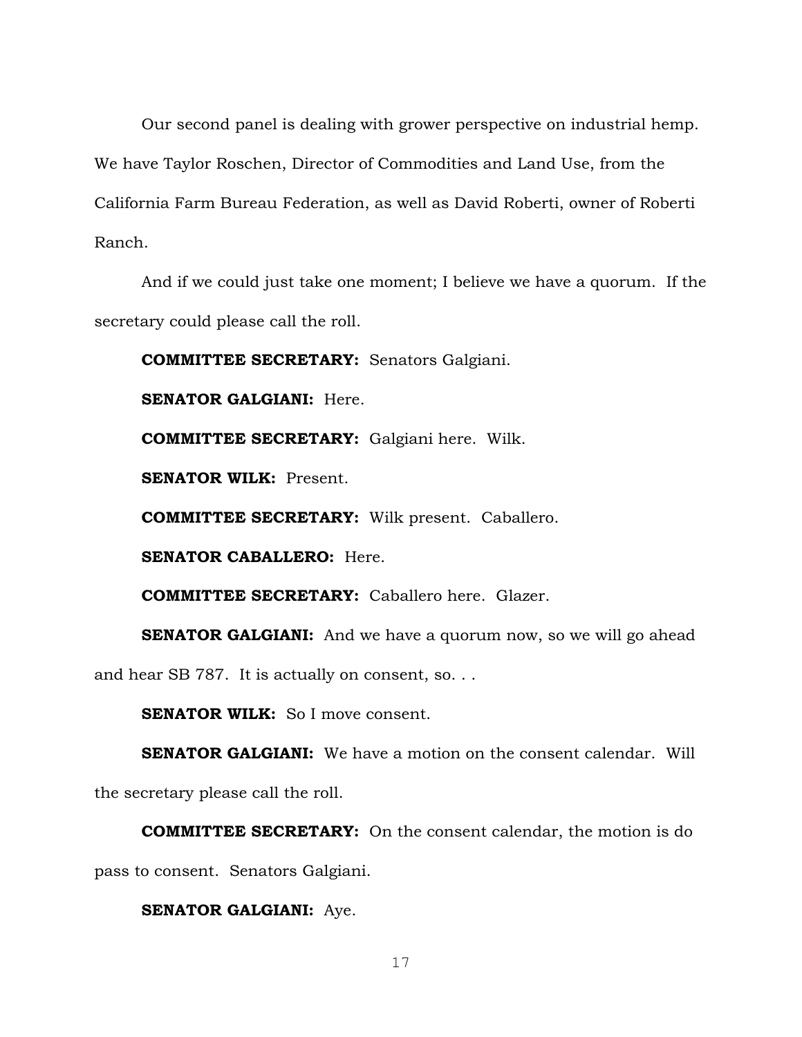Our second panel is dealing with grower perspective on industrial hemp. We have Taylor Roschen, Director of Commodities and Land Use, from the California Farm Bureau Federation, as well as David Roberti, owner of Roberti Ranch.

And if we could just take one moment; I believe we have a quorum. If the secretary could please call the roll.

**COMMITTEE SECRETARY:** Senators Galgiani.

**SENATOR GALGIANI:** Here.

**COMMITTEE SECRETARY:** Galgiani here. Wilk.

**SENATOR WILK:** Present.

**COMMITTEE SECRETARY:** Wilk present. Caballero.

**SENATOR CABALLERO:** Here.

**COMMITTEE SECRETARY:** Caballero here. Glazer.

**SENATOR GALGIANI:** And we have a quorum now, so we will go ahead and hear SB 787. It is actually on consent, so. . .

**SENATOR WILK:** So I move consent.

**SENATOR GALGIANI:** We have a motion on the consent calendar. Will the secretary please call the roll.

**COMMITTEE SECRETARY:** On the consent calendar, the motion is do pass to consent. Senators Galgiani.

**SENATOR GALGIANI:** Aye.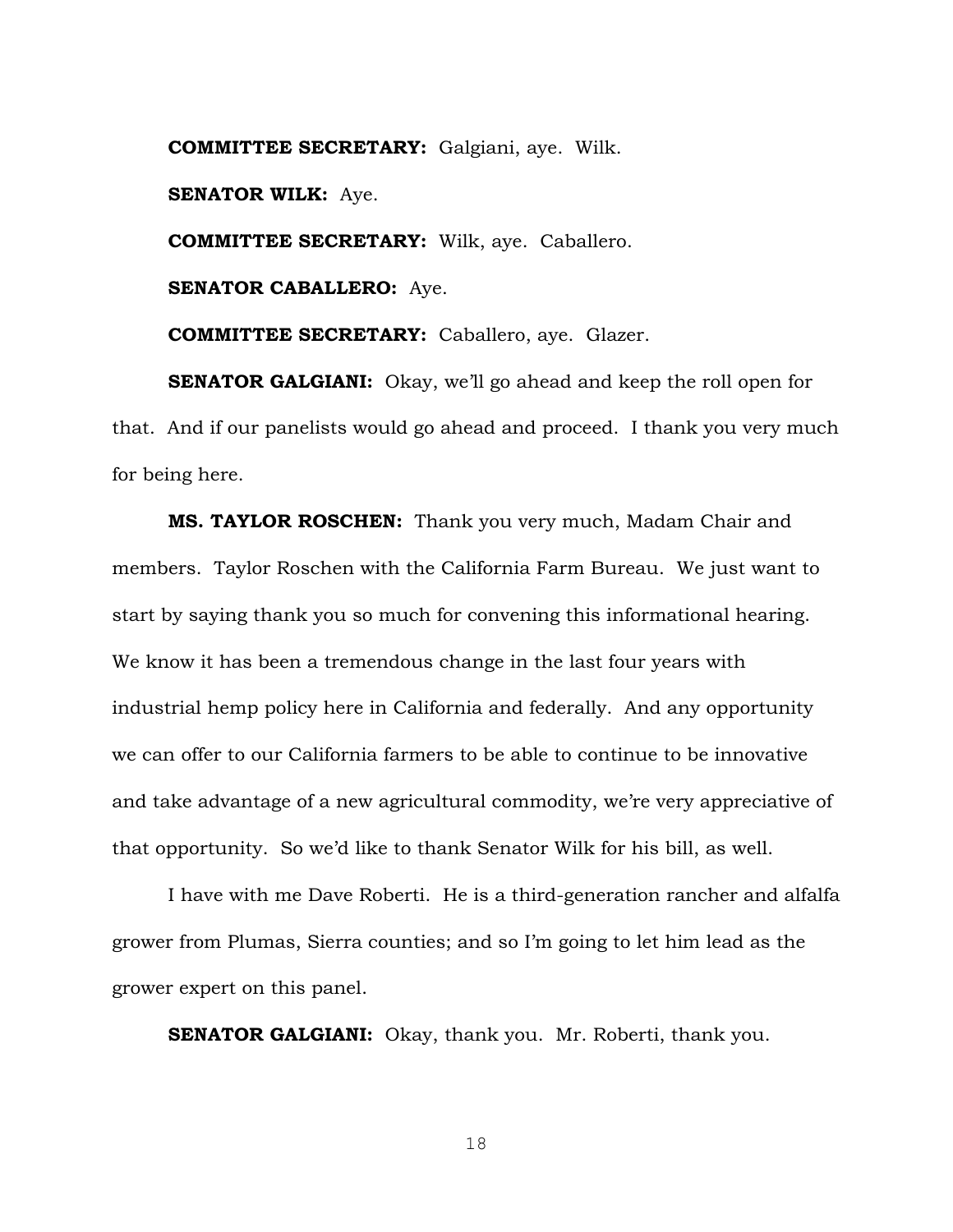**COMMITTEE SECRETARY:** Galgiani, aye. Wilk.

**SENATOR WILK:** Aye.

**COMMITTEE SECRETARY:** Wilk, aye. Caballero.

**SENATOR CABALLERO:** Aye.

**COMMITTEE SECRETARY:** Caballero, aye. Glazer.

**SENATOR GALGIANI:** Okay, we'll go ahead and keep the roll open for that. And if our panelists would go ahead and proceed. I thank you very much for being here.

**MS. TAYLOR ROSCHEN:** Thank you very much, Madam Chair and members. Taylor Roschen with the California Farm Bureau. We just want to start by saying thank you so much for convening this informational hearing. We know it has been a tremendous change in the last four years with industrial hemp policy here in California and federally. And any opportunity we can offer to our California farmers to be able to continue to be innovative and take advantage of a new agricultural commodity, we're very appreciative of that opportunity. So we'd like to thank Senator Wilk for his bill, as well.

I have with me Dave Roberti. He is a third-generation rancher and alfalfa grower from Plumas, Sierra counties; and so I'm going to let him lead as the grower expert on this panel.

**SENATOR GALGIANI:** Okay, thank you. Mr. Roberti, thank you.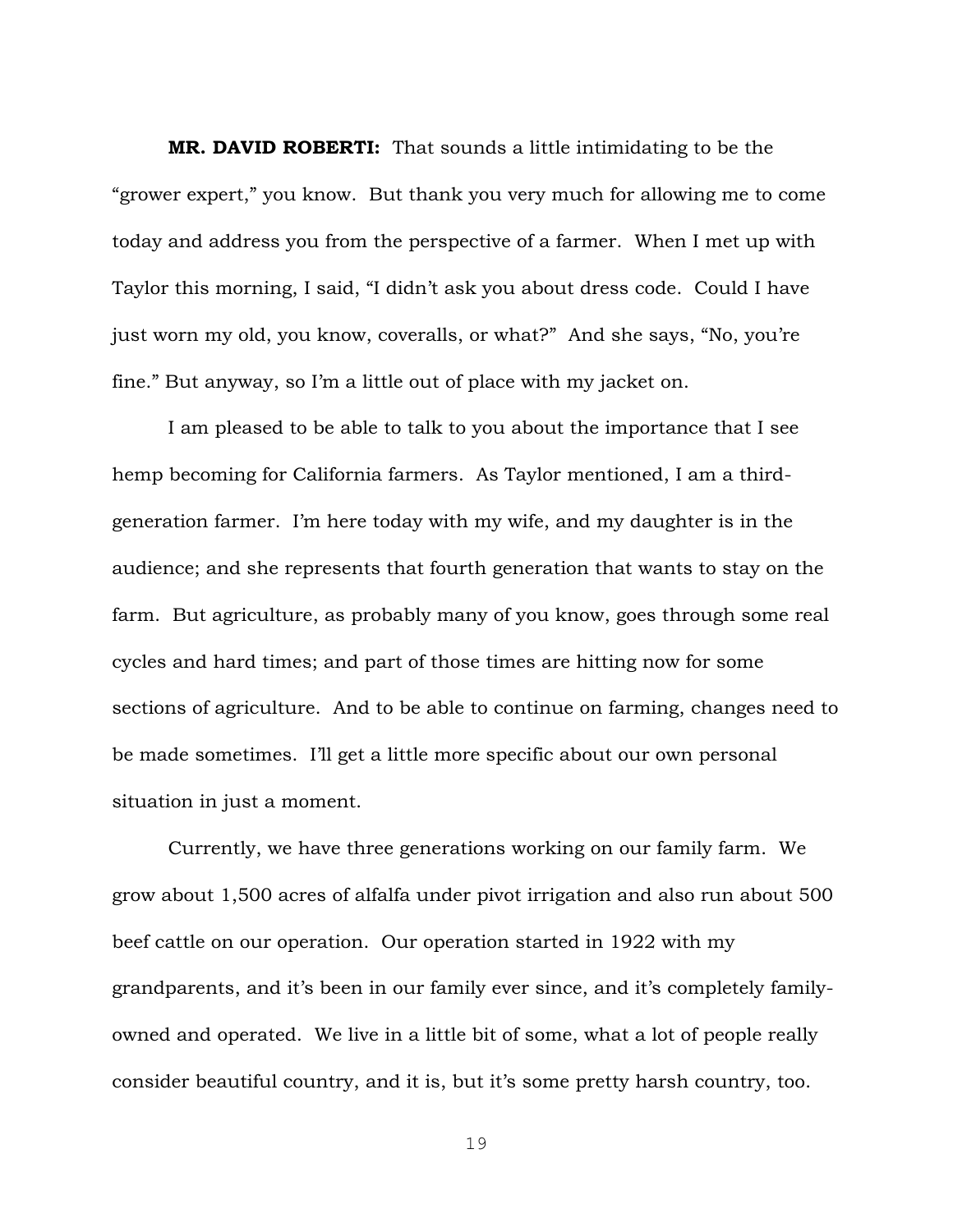**MR. DAVID ROBERTI:** That sounds a little intimidating to be the "grower expert," you know. But thank you very much for allowing me to come today and address you from the perspective of a farmer. When I met up with Taylor this morning, I said, "I didn't ask you about dress code. Could I have just worn my old, you know, coveralls, or what?" And she says, "No, you're fine." But anyway, so I'm a little out of place with my jacket on.

I am pleased to be able to talk to you about the importance that I see hemp becoming for California farmers. As Taylor mentioned, I am a third-generation farmer. I'm here today with my wife, and my daughter is in the audience; and she represents that fourth generation that wants to stay on the farm. But agriculture, as probably many of you know, goes through some real cycles and hard times; and part of those times are hitting now for some sections of agriculture. And to be able to continue on farming, changes need to be made sometimes. I'll get a little more specific about our own personal situation in just a moment.

Currently, we have three generations working on our family farm. We grow about 1,500 acres of alfalfa under pivot irrigation and also run about 500 beef cattle on our operation. Our operation started in 1922 with my grandparents, and it's been in our family ever since, and it's completely family-owned and operated. We live in a little bit of some, what a lot of people really consider beautiful country, and it is, but it's some pretty harsh country, too.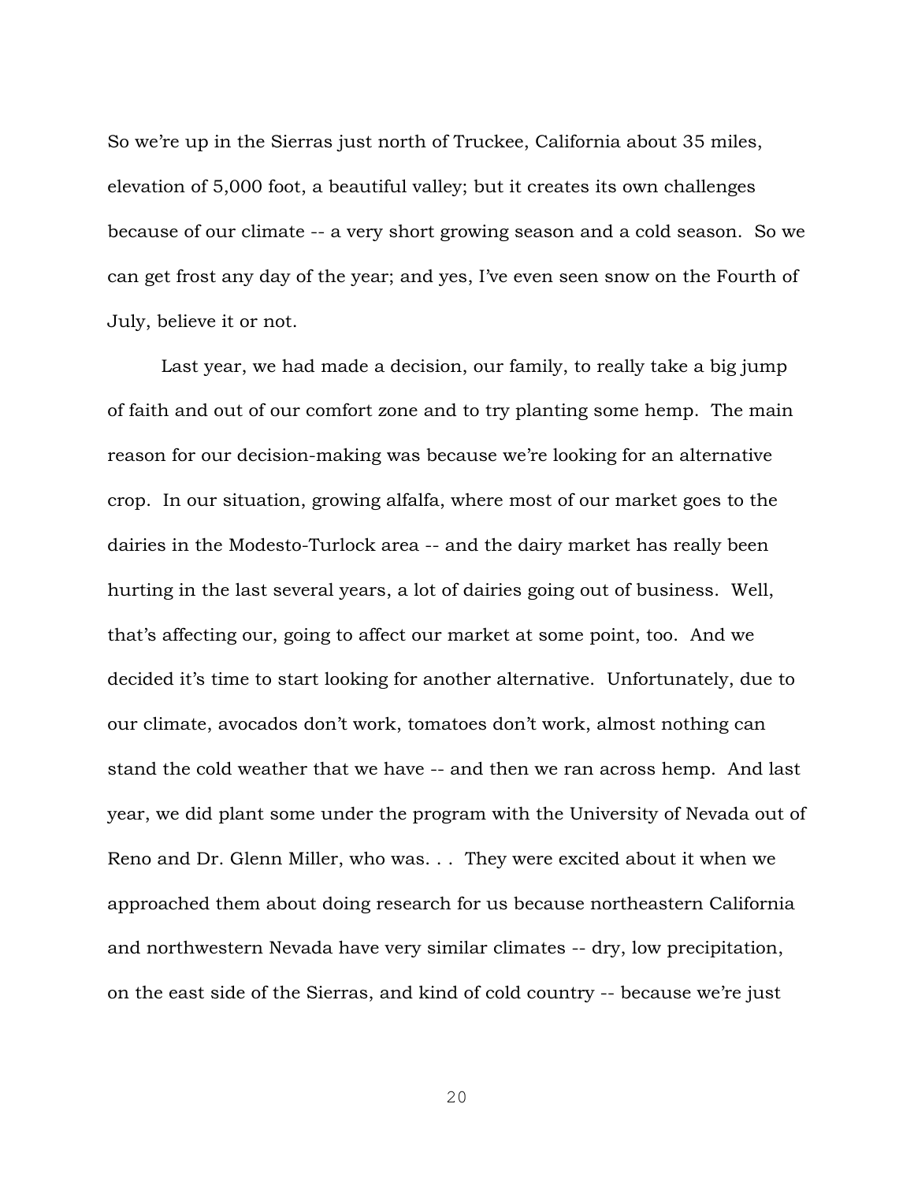So we're up in the Sierras just north of Truckee, California about 35 miles, elevation of 5,000 foot, a beautiful valley; but it creates its own challenges because of our climate -- a very short growing season and a cold season. So we can get frost any day of the year; and yes, I've even seen snow on the Fourth of July, believe it or not.

Last year, we had made a decision, our family, to really take a big jump of faith and out of our comfort zone and to try planting some hemp. The main reason for our decision-making was because we're looking for an alternative crop. In our situation, growing alfalfa, where most of our market goes to the dairies in the Modesto-Turlock area -- and the dairy market has really been hurting in the last several years, a lot of dairies going out of business. Well, that's affecting our, going to affect our market at some point, too. And we decided it's time to start looking for another alternative. Unfortunately, due to our climate, avocados don't work, tomatoes don't work, almost nothing can stand the cold weather that we have -- and then we ran across hemp. And last year, we did plant some under the program with the University of Nevada out of Reno and Dr. Glenn Miller, who was. . . They were excited about it when we approached them about doing research for us because northeastern California and northwestern Nevada have very similar climates -- dry, low precipitation, on the east side of the Sierras, and kind of cold country -- because we're just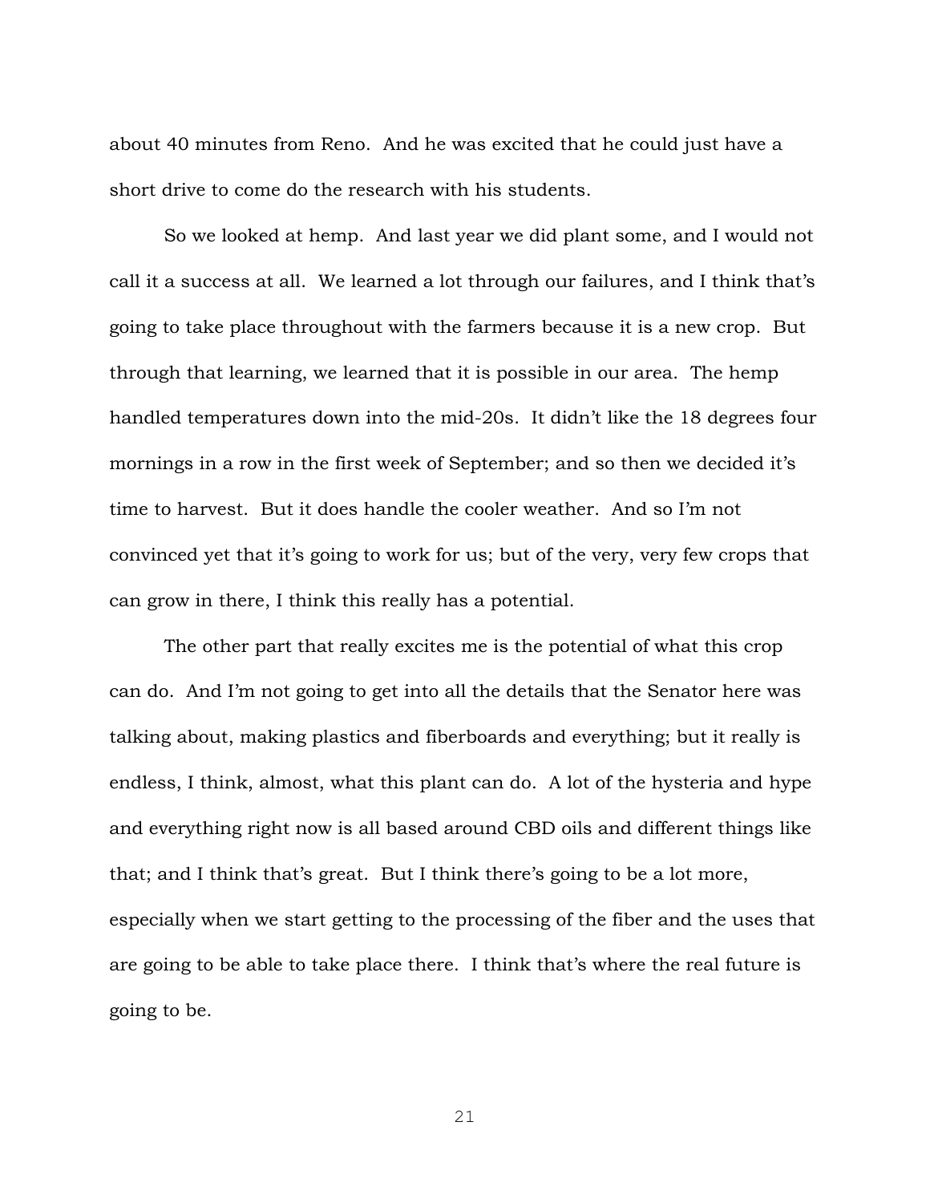about 40 minutes from Reno. And he was excited that he could just have a short drive to come do the research with his students.

So we looked at hemp. And last year we did plant some, and I would not call it a success at all. We learned a lot through our failures, and I think that's going to take place throughout with the farmers because it is a new crop. But through that learning, we learned that it is possible in our area. The hemp handled temperatures down into the mid-20s. It didn't like the 18 degrees four mornings in a row in the first week of September; and so then we decided it's time to harvest. But it does handle the cooler weather. And so I'm not convinced yet that it's going to work for us; but of the very, very few crops that can grow in there, I think this really has a potential.

The other part that really excites me is the potential of what this crop can do. And I'm not going to get into all the details that the Senator here was talking about, making plastics and fiberboards and everything; but it really is endless, I think, almost, what this plant can do. A lot of the hysteria and hype and everything right now is all based around CBD oils and different things like that; and I think that's great. But I think there's going to be a lot more, especially when we start getting to the processing of the fiber and the uses that are going to be able to take place there. I think that's where the real future is going to be.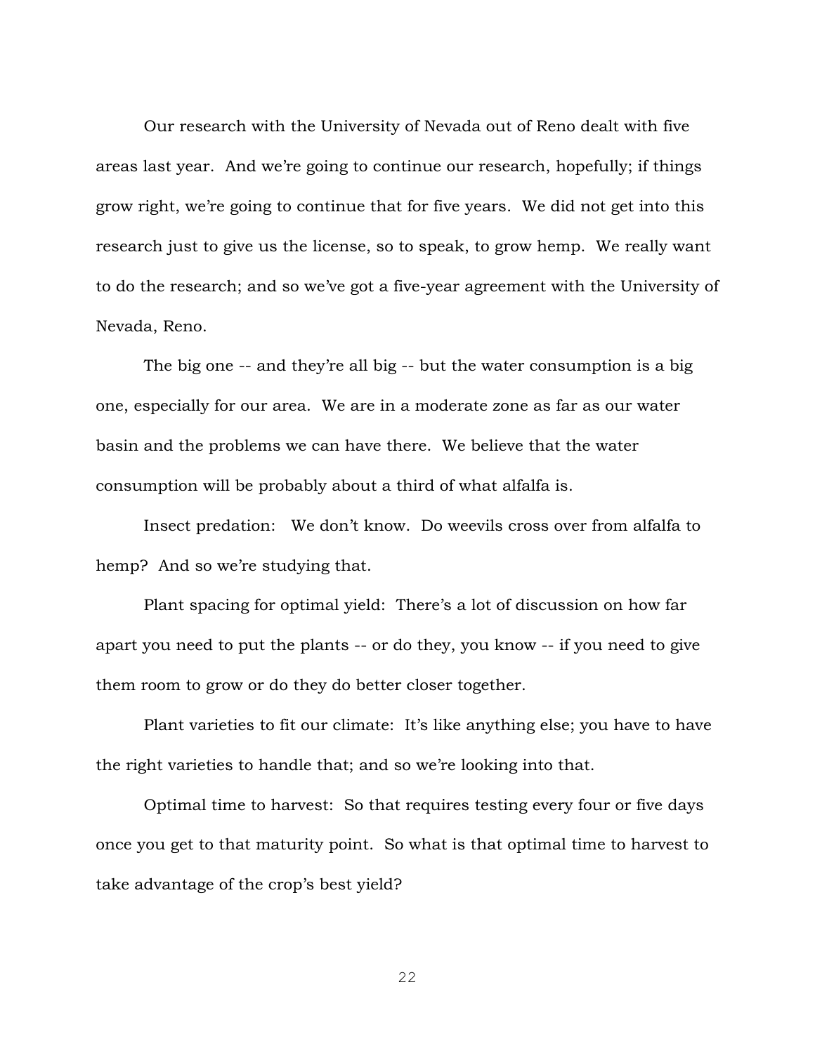Our research with the University of Nevada out of Reno dealt with five areas last year. And we're going to continue our research, hopefully; if things grow right, we're going to continue that for five years. We did not get into this research just to give us the license, so to speak, to grow hemp. We really want to do the research; and so we've got a five-year agreement with the University of Nevada, Reno.

The big one -- and they're all big -- but the water consumption is a big one, especially for our area. We are in a moderate zone as far as our water basin and the problems we can have there. We believe that the water consumption will be probably about a third of what alfalfa is.

Insect predation: We don't know. Do weevils cross over from alfalfa to hemp? And so we're studying that.

Plant spacing for optimal yield: There's a lot of discussion on how far apart you need to put the plants -- or do they, you know -- if you need to give them room to grow or do they do better closer together.

Plant varieties to fit our climate: It's like anything else; you have to have the right varieties to handle that; and so we're looking into that.

Optimal time to harvest: So that requires testing every four or five days once you get to that maturity point. So what is that optimal time to harvest to take advantage of the crop's best yield?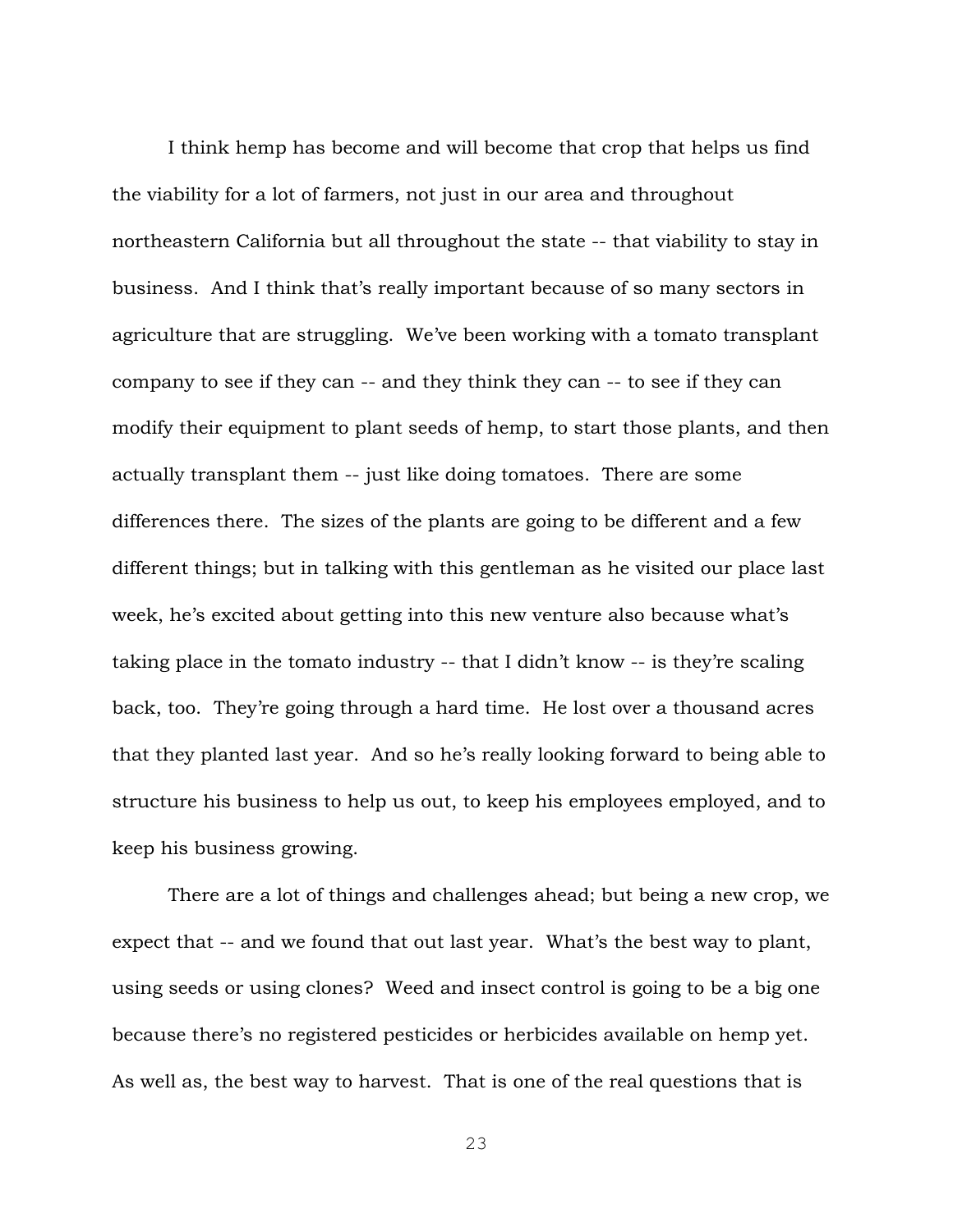I think hemp has become and will become that crop that helps us find the viability for a lot of farmers, not just in our area and throughout northeastern California but all throughout the state -- that viability to stay in business. And I think that's really important because of so many sectors in agriculture that are struggling. We've been working with a tomato transplant company to see if they can -- and they think they can -- to see if they can modify their equipment to plant seeds of hemp, to start those plants, and then actually transplant them -- just like doing tomatoes. There are some differences there. The sizes of the plants are going to be different and a few different things; but in talking with this gentleman as he visited our place last week, he's excited about getting into this new venture also because what's taking place in the tomato industry -- that I didn't know -- is they're scaling back, too. They're going through a hard time. He lost over a thousand acres that they planted last year. And so he's really looking forward to being able to structure his business to help us out, to keep his employees employed, and to keep his business growing.

There are a lot of things and challenges ahead; but being a new crop, we expect that -- and we found that out last year. What's the best way to plant, using seeds or using clones? Weed and insect control is going to be a big one because there's no registered pesticides or herbicides available on hemp yet. As well as, the best way to harvest. That is one of the real questions that is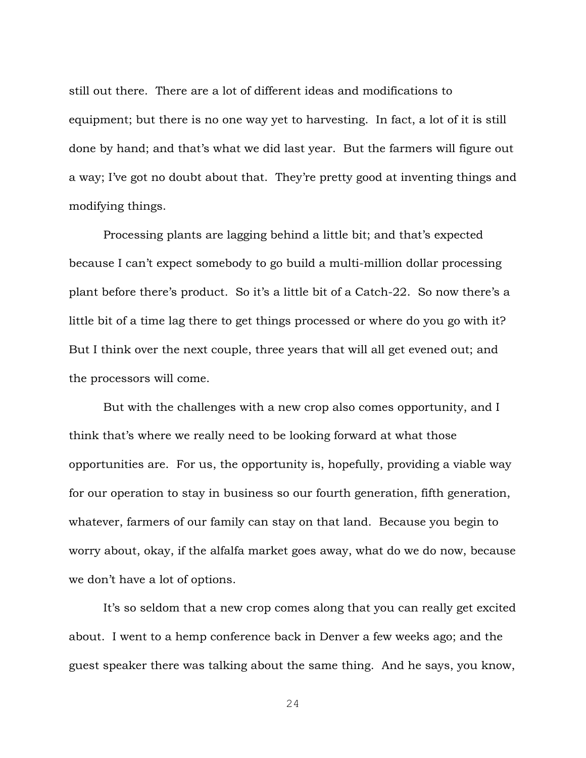still out there. There are a lot of different ideas and modifications to equipment; but there is no one way yet to harvesting. In fact, a lot of it is still done by hand; and that's what we did last year. But the farmers will figure out a way; I've got no doubt about that. They're pretty good at inventing things and modifying things.

Processing plants are lagging behind a little bit; and that's expected because I can't expect somebody to go build a multi-million dollar processing plant before there's product. So it's a little bit of a Catch-22. So now there's a little bit of a time lag there to get things processed or where do you go with it? But I think over the next couple, three years that will all get evened out; and the processors will come.

But with the challenges with a new crop also comes opportunity, and I think that's where we really need to be looking forward at what those opportunities are. For us, the opportunity is, hopefully, providing a viable way for our operation to stay in business so our fourth generation, fifth generation, whatever, farmers of our family can stay on that land. Because you begin to worry about, okay, if the alfalfa market goes away, what do we do now, because we don't have a lot of options.

It's so seldom that a new crop comes along that you can really get excited about. I went to a hemp conference back in Denver a few weeks ago; and the guest speaker there was talking about the same thing. And he says, you know,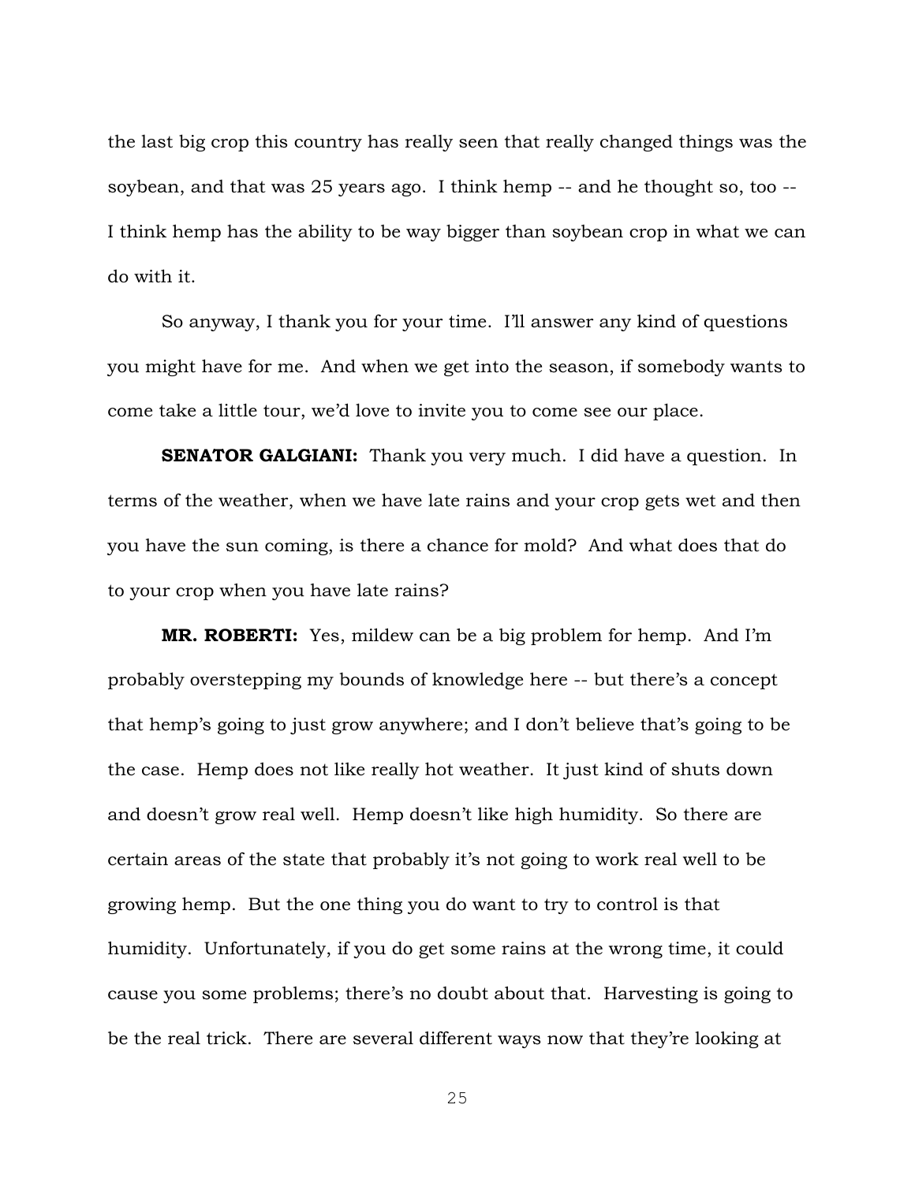the last big crop this country has really seen that really changed things was the soybean, and that was 25 years ago. I think hemp -- and he thought so, too -- I think hemp has the ability to be way bigger than soybean crop in what we can do with it.

So anyway, I thank you for your time. I'll answer any kind of questions you might have for me. And when we get into the season, if somebody wants to come take a little tour, we'd love to invite you to come see our place.

**SENATOR GALGIANI:** Thank you very much. I did have a question. In terms of the weather, when we have late rains and your crop gets wet and then you have the sun coming, is there a chance for mold? And what does that do to your crop when you have late rains?

**MR. ROBERTI:** Yes, mildew can be a big problem for hemp. And I'm probably overstepping my bounds of knowledge here -- but there's a concept that hemp's going to just grow anywhere; and I don't believe that's going to be the case. Hemp does not like really hot weather. It just kind of shuts down and doesn't grow real well. Hemp doesn't like high humidity. So there are certain areas of the state that probably it's not going to work real well to be growing hemp. But the one thing you do want to try to control is that humidity. Unfortunately, if you do get some rains at the wrong time, it could cause you some problems; there's no doubt about that. Harvesting is going to be the real trick. There are several different ways now that they're looking at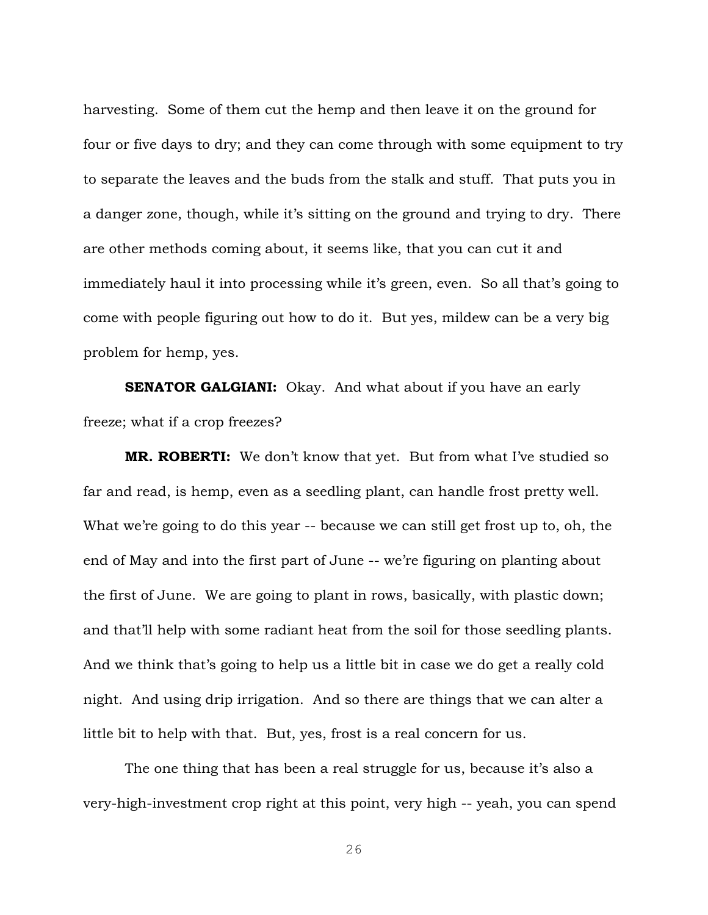harvesting. Some of them cut the hemp and then leave it on the ground for four or five days to dry; and they can come through with some equipment to try to separate the leaves and the buds from the stalk and stuff. That puts you in a danger zone, though, while it's sitting on the ground and trying to dry. There are other methods coming about, it seems like, that you can cut it and immediately haul it into processing while it's green, even. So all that's going to come with people figuring out how to do it. But yes, mildew can be a very big problem for hemp, yes.

**SENATOR GALGIANI:** Okay. And what about if you have an early freeze; what if a crop freezes?

**MR. ROBERTI:** We don't know that yet. But from what I've studied so far and read, is hemp, even as a seedling plant, can handle frost pretty well. What we're going to do this year -- because we can still get frost up to, oh, the end of May and into the first part of June -- we're figuring on planting about the first of June. We are going to plant in rows, basically, with plastic down; and that'll help with some radiant heat from the soil for those seedling plants. And we think that's going to help us a little bit in case we do get a really cold night. And using drip irrigation. And so there are things that we can alter a little bit to help with that. But, yes, frost is a real concern for us.

The one thing that has been a real struggle for us, because it's also a very-high-investment crop right at this point, very high -- yeah, you can spend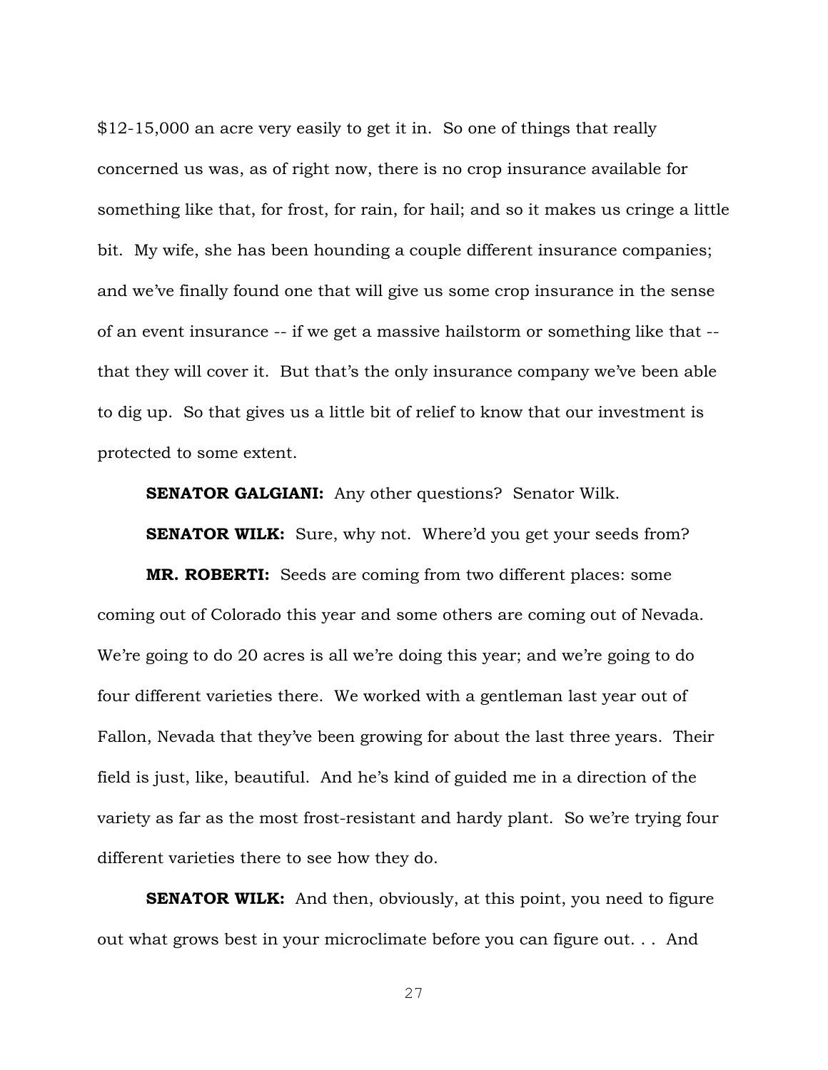$12-15,000 an acre very easily to get it in. So one of things that really concerned us was, as of right now, there is no crop insurance available for something like that, for frost, for rain, for hail; and so it makes us cringe a little bit. My wife, she has been hounding a couple different insurance companies; and we've finally found one that will give us some crop insurance in the sense of an event insurance -- if we get a massive hailstorm or something like that -- that they will cover it. But that's the only insurance company we've been able to dig up. So that gives us a little bit of relief to know that our investment is protected to some extent.

**SENATOR GALGIANI:** Any other questions? Senator Wilk.

**SENATOR WILK:** Sure, why not. Where'd you get your seeds from?

**MR. ROBERTI:** Seeds are coming from two different places: some coming out of Colorado this year and some others are coming out of Nevada. We're going to do 20 acres is all we're doing this year; and we're going to do four different varieties there. We worked with a gentleman last year out of Fallon, Nevada that they've been growing for about the last three years. Their field is just, like, beautiful. And he's kind of guided me in a direction of the variety as far as the most frost-resistant and hardy plant. So we're trying four different varieties there to see how they do.

**SENATOR WILK:** And then, obviously, at this point, you need to figure out what grows best in your microclimate before you can figure out. . . And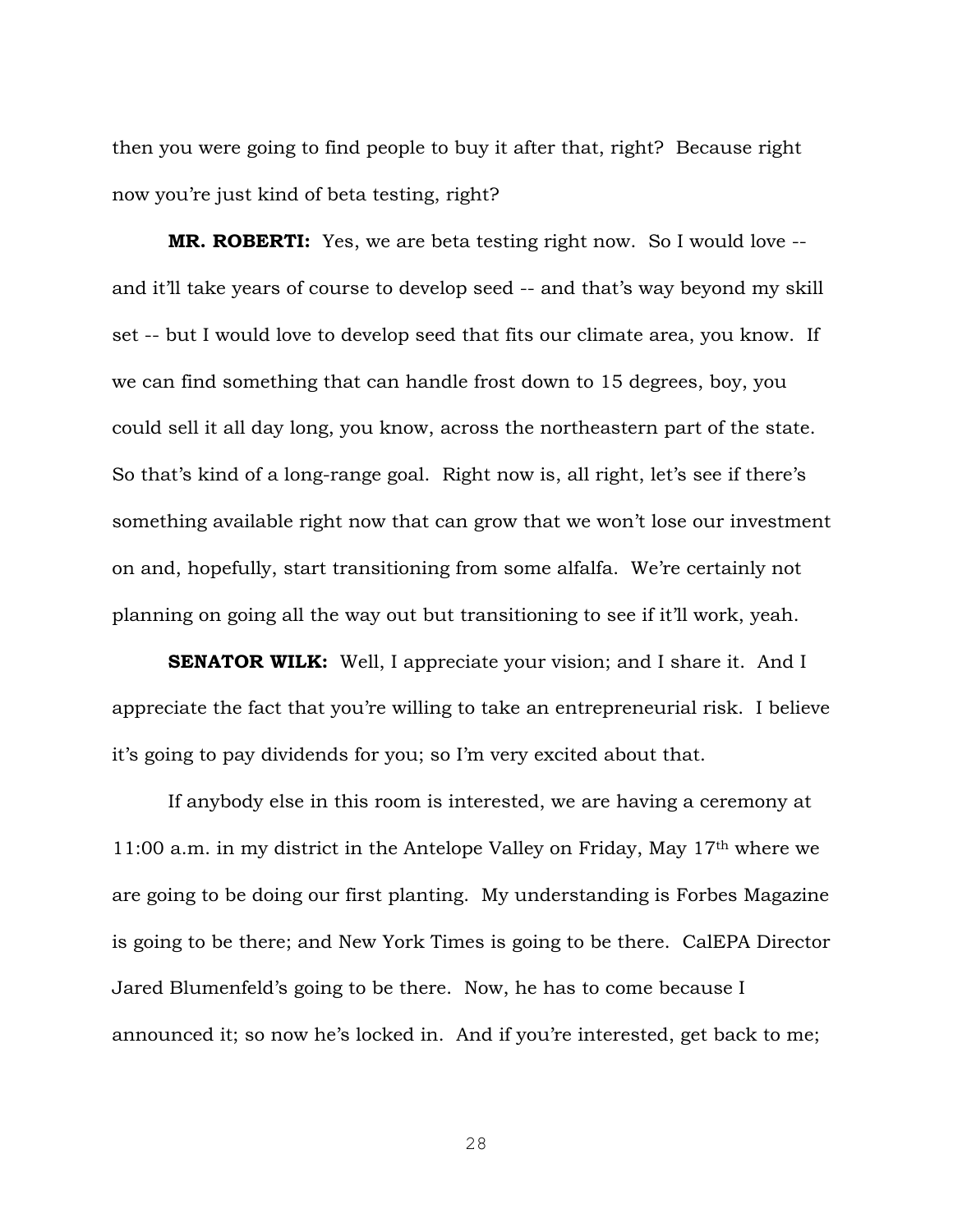then you were going to find people to buy it after that, right? Because right now you're just kind of beta testing, right?

**MR. ROBERTI:** Yes, we are beta testing right now. So I would love -- and it'll take years of course to develop seed -- and that's way beyond my skill set -- but I would love to develop seed that fits our climate area, you know. If we can find something that can handle frost down to 15 degrees, boy, you could sell it all day long, you know, across the northeastern part of the state. So that's kind of a long-range goal. Right now is, all right, let's see if there's something available right now that can grow that we won't lose our investment on and, hopefully, start transitioning from some alfalfa. We're certainly not planning on going all the way out but transitioning to see if it'll work, yeah.

**SENATOR WILK:** Well, I appreciate your vision; and I share it. And I appreciate the fact that you're willing to take an entrepreneurial risk. I believe it's going to pay dividends for you; so I'm very excited about that.

If anybody else in this room is interested, we are having a ceremony at 11:00 a.m. in my district in the Antelope Valley on Friday, May 17th where we are going to be doing our first planting. My understanding is Forbes Magazine is going to be there; and New York Times is going to be there. CalEPA Director Jared Blumenfeld's going to be there. Now, he has to come because I announced it; so now he's locked in. And if you're interested, get back to me;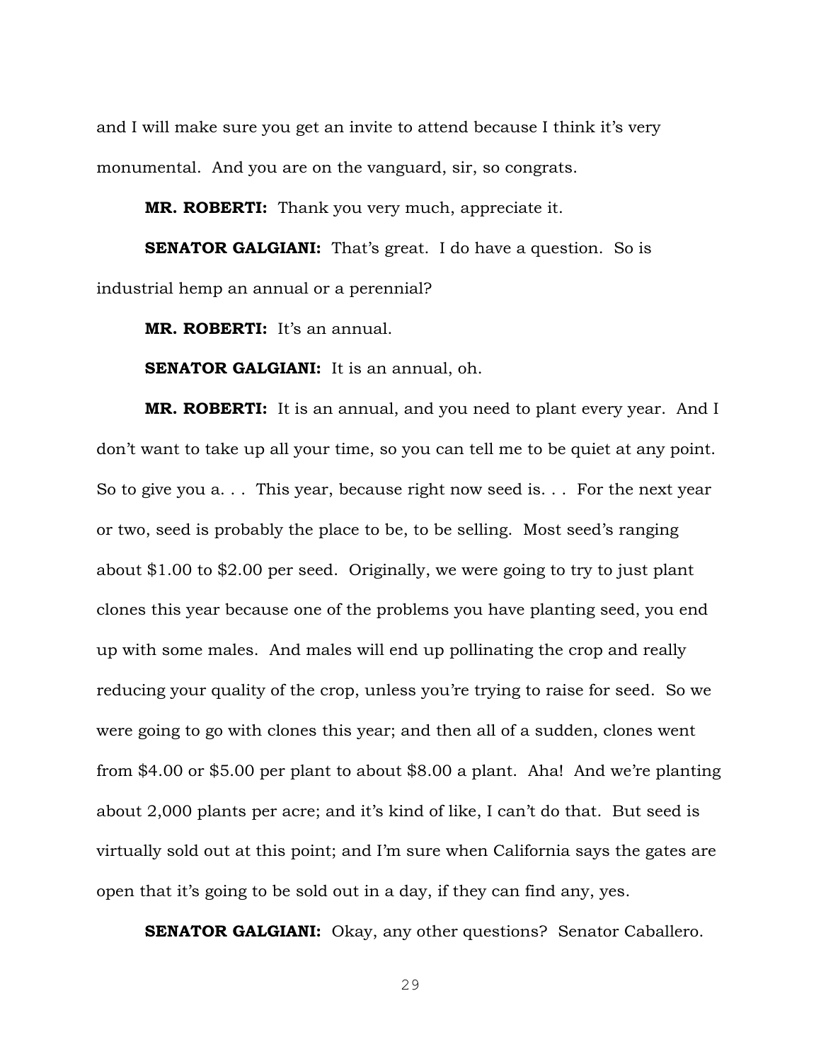and I will make sure you get an invite to attend because I think it's very monumental. And you are on the vanguard, sir, so congrats.

**MR. ROBERTI:** Thank you very much, appreciate it.

**SENATOR GALGIANI:** That's great. I do have a question. So is industrial hemp an annual or a perennial?

**MR. ROBERTI:** It's an annual.

**SENATOR GALGIANI:** It is an annual, oh.

**MR. ROBERTI:** It is an annual, and you need to plant every year. And I don't want to take up all your time, so you can tell me to be quiet at any point. So to give you a. . . This year, because right now seed is. . . For the next year or two, seed is probably the place to be, to be selling. Most seed's ranging about $1.00 to $2.00 per seed. Originally, we were going to try to just plant clones this year because one of the problems you have planting seed, you end up with some males. And males will end up pollinating the crop and really reducing your quality of the crop, unless you're trying to raise for seed. So we were going to go with clones this year; and then all of a sudden, clones went from $4.00 or $5.00 per plant to about $8.00 a plant. Aha! And we're planting about 2,000 plants per acre; and it's kind of like, I can't do that. But seed is virtually sold out at this point; and I'm sure when California says the gates are open that it's going to be sold out in a day, if they can find any, yes.

**SENATOR GALGIANI:** Okay, any other questions? Senator Caballero.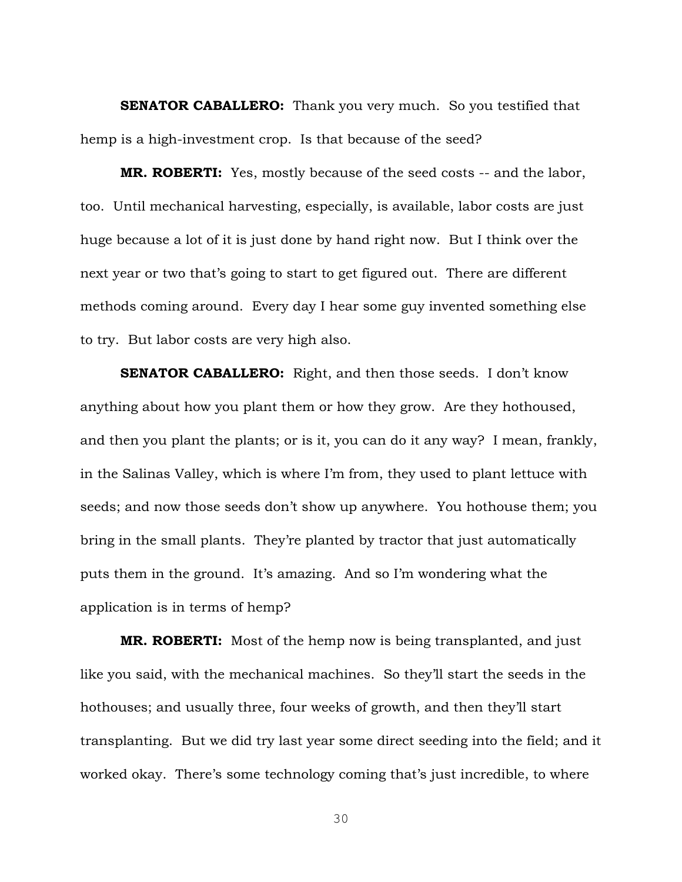**SENATOR CABALLERO:** Thank you very much. So you testified that hemp is a high-investment crop. Is that because of the seed?

**MR. ROBERTI:** Yes, mostly because of the seed costs -- and the labor, too. Until mechanical harvesting, especially, is available, labor costs are just huge because a lot of it is just done by hand right now. But I think over the next year or two that's going to start to get figured out. There are different methods coming around. Every day I hear some guy invented something else to try. But labor costs are very high also.

**SENATOR CABALLERO:** Right, and then those seeds. I don't know anything about how you plant them or how they grow. Are they hothoused, and then you plant the plants; or is it, you can do it any way? I mean, frankly, in the Salinas Valley, which is where I'm from, they used to plant lettuce with seeds; and now those seeds don't show up anywhere. You hothouse them; you bring in the small plants. They're planted by tractor that just automatically puts them in the ground. It's amazing. And so I'm wondering what the application is in terms of hemp?

**MR. ROBERTI:** Most of the hemp now is being transplanted, and just like you said, with the mechanical machines. So they'll start the seeds in the hothouses; and usually three, four weeks of growth, and then they'll start transplanting. But we did try last year some direct seeding into the field; and it worked okay. There's some technology coming that's just incredible, to where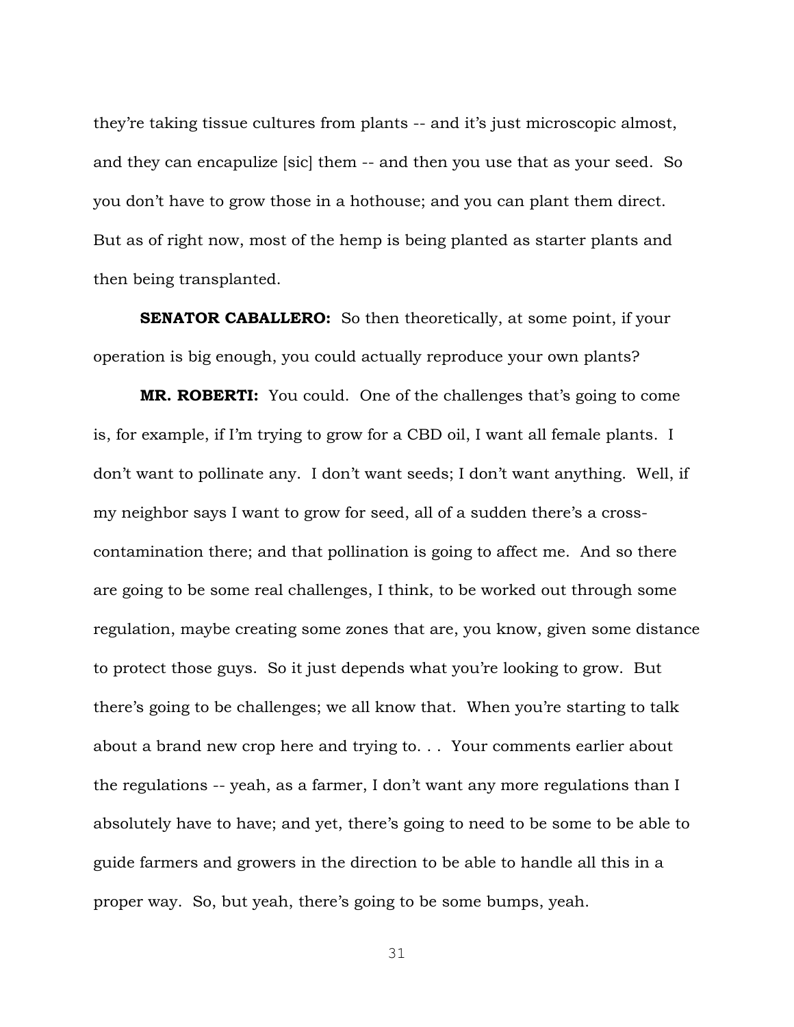they're taking tissue cultures from plants -- and it's just microscopic almost, and they can encapulize [sic] them -- and then you use that as your seed. So you don't have to grow those in a hothouse; and you can plant them direct. But as of right now, most of the hemp is being planted as starter plants and then being transplanted.

**SENATOR CABALLERO:** So then theoretically, at some point, if your operation is big enough, you could actually reproduce your own plants?

**MR. ROBERTI:** You could. One of the challenges that's going to come is, for example, if I'm trying to grow for a CBD oil, I want all female plants. I don't want to pollinate any. I don't want seeds; I don't want anything. Well, if my neighbor says I want to grow for seed, all of a sudden there's a cross-contamination there; and that pollination is going to affect me. And so there are going to be some real challenges, I think, to be worked out through some regulation, maybe creating some zones that are, you know, given some distance to protect those guys. So it just depends what you're looking to grow. But there's going to be challenges; we all know that. When you're starting to talk about a brand new crop here and trying to. . . Your comments earlier about the regulations -- yeah, as a farmer, I don't want any more regulations than I absolutely have to have; and yet, there's going to need to be some to be able to guide farmers and growers in the direction to be able to handle all this in a proper way. So, but yeah, there's going to be some bumps, yeah.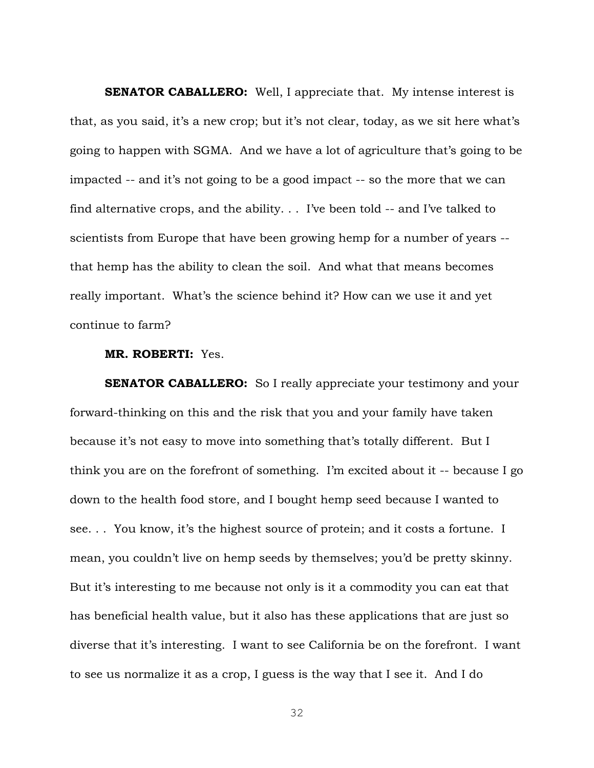**SENATOR CABALLERO:** Well, I appreciate that. My intense interest is that, as you said, it's a new crop; but it's not clear, today, as we sit here what's going to happen with SGMA. And we have a lot of agriculture that's going to be impacted -- and it's not going to be a good impact -- so the more that we can find alternative crops, and the ability. . . I've been told -- and I've talked to scientists from Europe that have been growing hemp for a number of years -- that hemp has the ability to clean the soil. And what that means becomes really important. What's the science behind it? How can we use it and yet continue to farm?

**MR. ROBERTI:** Yes.

**SENATOR CABALLERO:** So I really appreciate your testimony and your forward-thinking on this and the risk that you and your family have taken because it's not easy to move into something that's totally different. But I think you are on the forefront of something. I'm excited about it -- because I go down to the health food store, and I bought hemp seed because I wanted to see. . . You know, it's the highest source of protein; and it costs a fortune. I mean, you couldn't live on hemp seeds by themselves; you'd be pretty skinny. But it's interesting to me because not only is it a commodity you can eat that has beneficial health value, but it also has these applications that are just so diverse that it's interesting. I want to see California be on the forefront. I want to see us normalize it as a crop, I guess is the way that I see it. And I do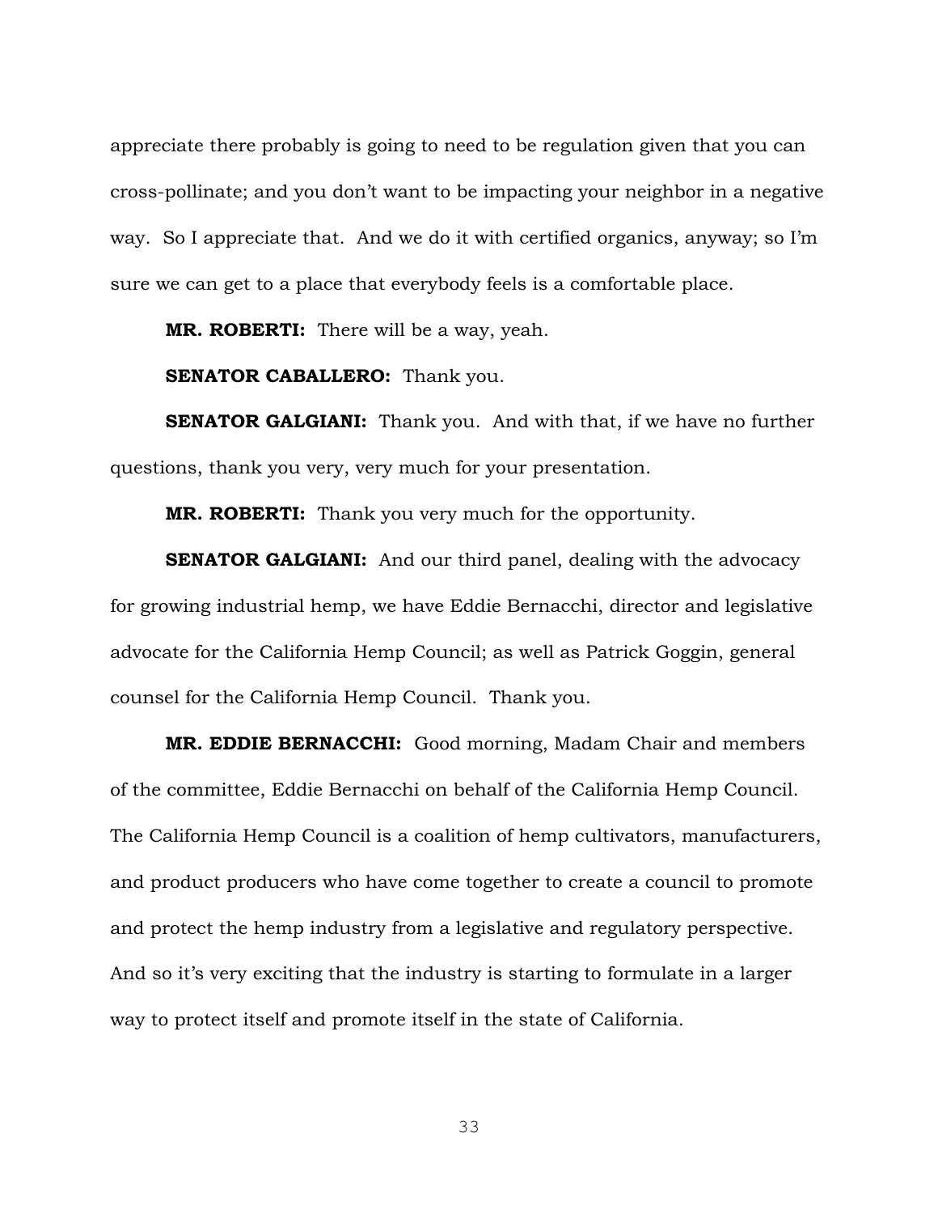appreciate there probably is going to need to be regulation given that you can cross-pollinate; and you don't want to be impacting your neighbor in a negative way. So I appreciate that. And we do it with certified organics, anyway; so I'm sure we can get to a place that everybody feels is a comfortable place.

**MR. ROBERTI:** There will be a way, yeah.

**SENATOR CABALLERO:** Thank you.

**SENATOR GALGIANI:** Thank you. And with that, if we have no further questions, thank you very, very much for your presentation.

**MR. ROBERTI:** Thank you very much for the opportunity.

**SENATOR GALGIANI:** And our third panel, dealing with the advocacy for growing industrial hemp, we have Eddie Bernacchi, director and legislative advocate for the California Hemp Council; as well as Patrick Goggin, general counsel for the California Hemp Council. Thank you.

**MR. EDDIE BERNACCHI:** Good morning, Madam Chair and members of the committee, Eddie Bernacchi on behalf of the California Hemp Council. The California Hemp Council is a coalition of hemp cultivators, manufacturers, and product producers who have come together to create a council to promote and protect the hemp industry from a legislative and regulatory perspective. And so it's very exciting that the industry is starting to formulate in a larger way to protect itself and promote itself in the state of California.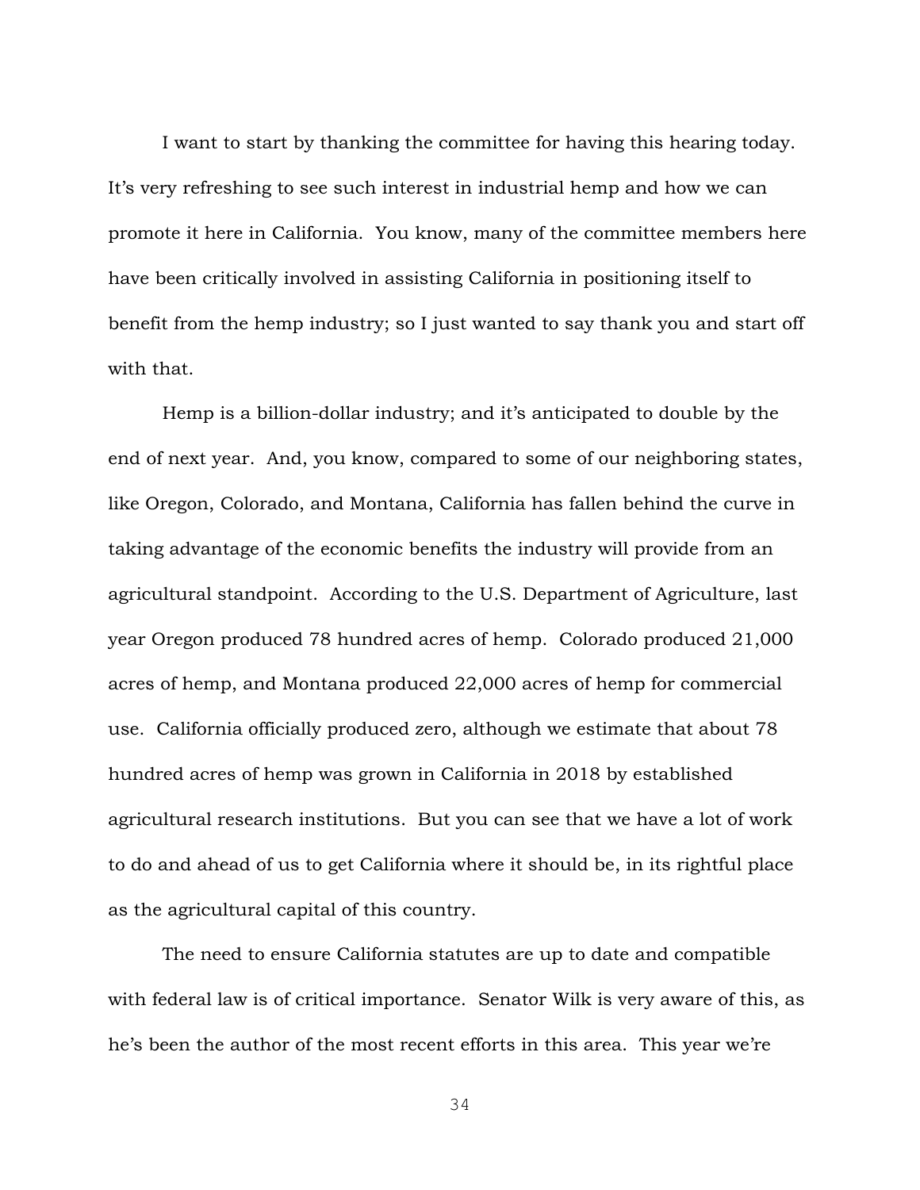I want to start by thanking the committee for having this hearing today. It's very refreshing to see such interest in industrial hemp and how we can promote it here in California. You know, many of the committee members here have been critically involved in assisting California in positioning itself to benefit from the hemp industry; so I just wanted to say thank you and start off with that.

Hemp is a billion-dollar industry; and it's anticipated to double by the end of next year. And, you know, compared to some of our neighboring states, like Oregon, Colorado, and Montana, California has fallen behind the curve in taking advantage of the economic benefits the industry will provide from an agricultural standpoint. According to the U.S. Department of Agriculture, last year Oregon produced 78 hundred acres of hemp. Colorado produced 21,000 acres of hemp, and Montana produced 22,000 acres of hemp for commercial use. California officially produced zero, although we estimate that about 78 hundred acres of hemp was grown in California in 2018 by established agricultural research institutions. But you can see that we have a lot of work to do and ahead of us to get California where it should be, in its rightful place as the agricultural capital of this country.

The need to ensure California statutes are up to date and compatible with federal law is of critical importance. Senator Wilk is very aware of this, as he's been the author of the most recent efforts in this area. This year we're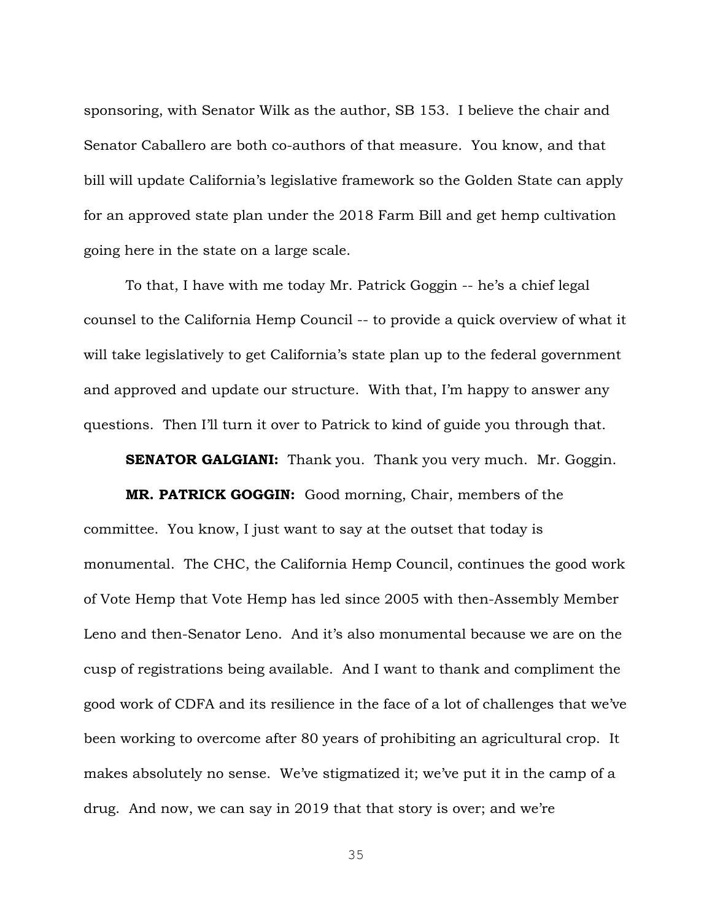sponsoring, with Senator Wilk as the author, SB 153. I believe the chair and Senator Caballero are both co-authors of that measure. You know, and that bill will update California's legislative framework so the Golden State can apply for an approved state plan under the 2018 Farm Bill and get hemp cultivation going here in the state on a large scale.

To that, I have with me today Mr. Patrick Goggin -- he's a chief legal counsel to the California Hemp Council -- to provide a quick overview of what it will take legislatively to get California's state plan up to the federal government and approved and update our structure. With that, I'm happy to answer any questions. Then I'll turn it over to Patrick to kind of guide you through that.

**SENATOR GALGIANI:** Thank you. Thank you very much. Mr. Goggin.

**MR. PATRICK GOGGIN:** Good morning, Chair, members of the committee. You know, I just want to say at the outset that today is monumental. The CHC, the California Hemp Council, continues the good work of Vote Hemp that Vote Hemp has led since 2005 with then-Assembly Member Leno and then-Senator Leno. And it's also monumental because we are on the cusp of registrations being available. And I want to thank and compliment the good work of CDFA and its resilience in the face of a lot of challenges that we've been working to overcome after 80 years of prohibiting an agricultural crop. It makes absolutely no sense. We've stigmatized it; we've put it in the camp of a drug. And now, we can say in 2019 that that story is over; and we're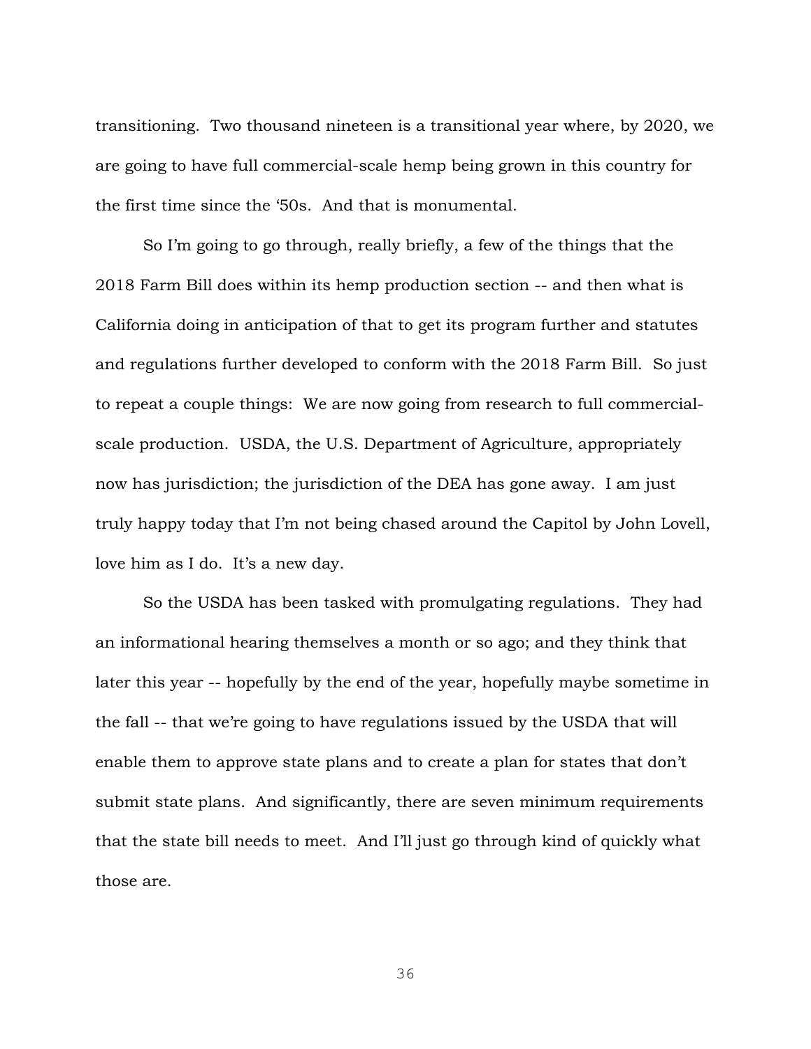transitioning. Two thousand nineteen is a transitional year where, by 2020, we are going to have full commercial-scale hemp being grown in this country for the first time since the '50s. And that is monumental.

So I'm going to go through, really briefly, a few of the things that the 2018 Farm Bill does within its hemp production section -- and then what is California doing in anticipation of that to get its program further and statutes and regulations further developed to conform with the 2018 Farm Bill. So just to repeat a couple things: We are now going from research to full commercial-scale production. USDA, the U.S. Department of Agriculture, appropriately now has jurisdiction; the jurisdiction of the DEA has gone away. I am just truly happy today that I'm not being chased around the Capitol by John Lovell, love him as I do. It's a new day.

So the USDA has been tasked with promulgating regulations. They had an informational hearing themselves a month or so ago; and they think that later this year -- hopefully by the end of the year, hopefully maybe sometime in the fall -- that we're going to have regulations issued by the USDA that will enable them to approve state plans and to create a plan for states that don't submit state plans. And significantly, there are seven minimum requirements that the state bill needs to meet. And I'll just go through kind of quickly what those are.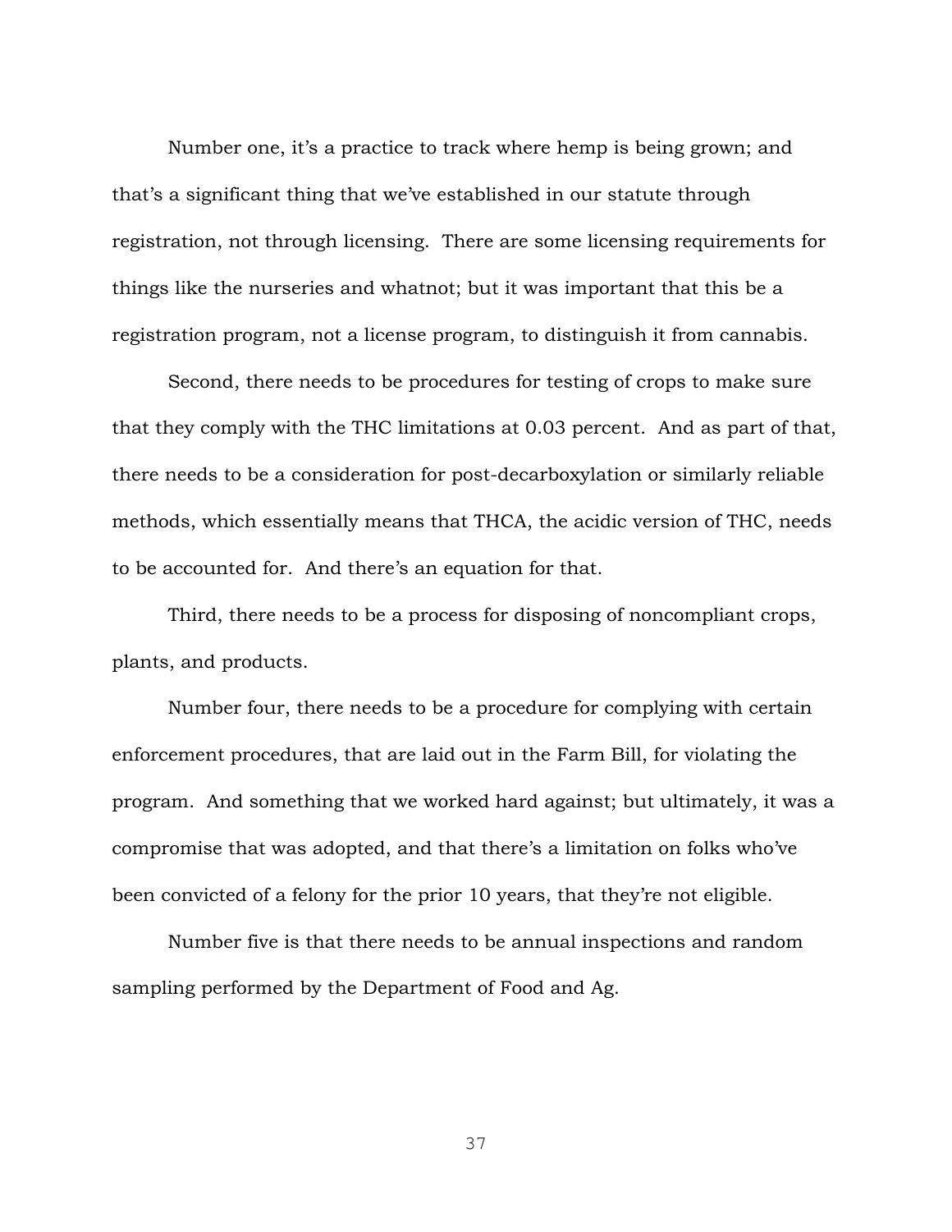Number one, it's a practice to track where hemp is being grown; and that's a significant thing that we've established in our statute through registration, not through licensing. There are some licensing requirements for things like the nurseries and whatnot; but it was important that this be a registration program, not a license program, to distinguish it from cannabis.

Second, there needs to be procedures for testing of crops to make sure that they comply with the THC limitations at 0.03 percent. And as part of that, there needs to be a consideration for post-decarboxylation or similarly reliable methods, which essentially means that THCA, the acidic version of THC, needs to be accounted for. And there's an equation for that.

Third, there needs to be a process for disposing of noncompliant crops, plants, and products.

Number four, there needs to be a procedure for complying with certain enforcement procedures, that are laid out in the Farm Bill, for violating the program. And something that we worked hard against; but ultimately, it was a compromise that was adopted, and that there's a limitation on folks who've been convicted of a felony for the prior 10 years, that they're not eligible.

Number five is that there needs to be annual inspections and random sampling performed by the Department of Food and Ag.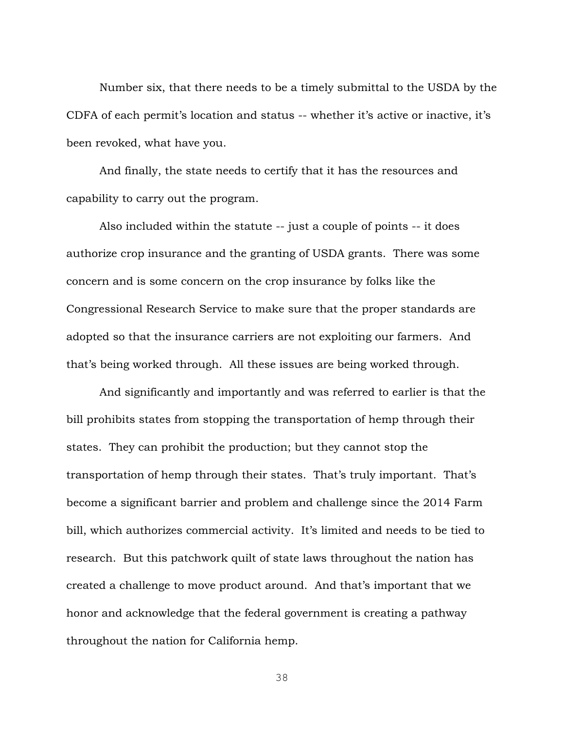Number six, that there needs to be a timely submittal to the USDA by the CDFA of each permit's location and status -- whether it's active or inactive, it's been revoked, what have you.

And finally, the state needs to certify that it has the resources and capability to carry out the program.

Also included within the statute -- just a couple of points -- it does authorize crop insurance and the granting of USDA grants. There was some concern and is some concern on the crop insurance by folks like the Congressional Research Service to make sure that the proper standards are adopted so that the insurance carriers are not exploiting our farmers. And that's being worked through. All these issues are being worked through.

And significantly and importantly and was referred to earlier is that the bill prohibits states from stopping the transportation of hemp through their states. They can prohibit the production; but they cannot stop the transportation of hemp through their states. That's truly important. That's become a significant barrier and problem and challenge since the 2014 Farm bill, which authorizes commercial activity. It's limited and needs to be tied to research. But this patchwork quilt of state laws throughout the nation has created a challenge to move product around. And that's important that we honor and acknowledge that the federal government is creating a pathway throughout the nation for California hemp.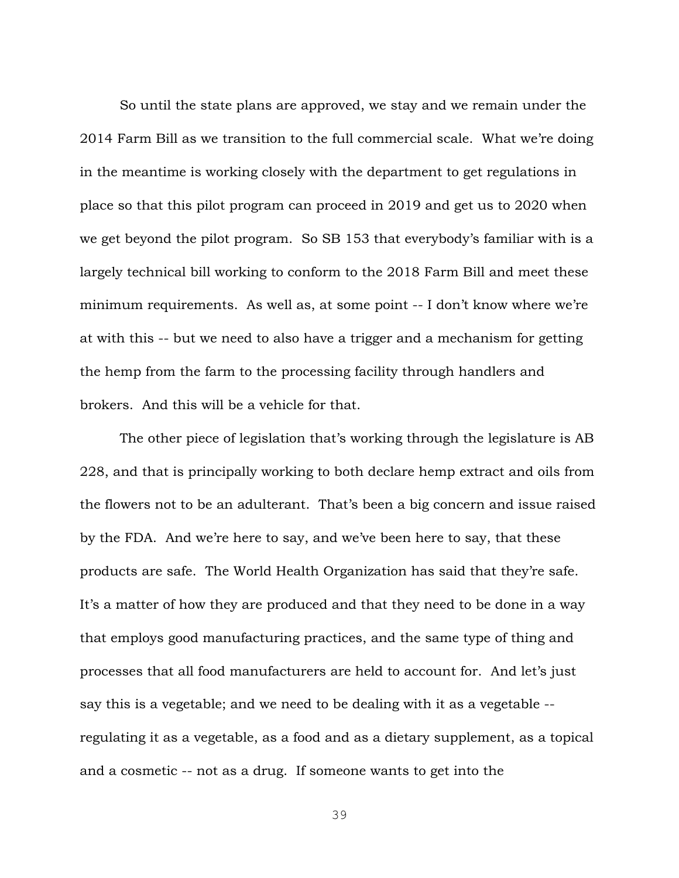So until the state plans are approved, we stay and we remain under the 2014 Farm Bill as we transition to the full commercial scale. What we're doing in the meantime is working closely with the department to get regulations in place so that this pilot program can proceed in 2019 and get us to 2020 when we get beyond the pilot program. So SB 153 that everybody's familiar with is a largely technical bill working to conform to the 2018 Farm Bill and meet these minimum requirements. As well as, at some point -- I don't know where we're at with this -- but we need to also have a trigger and a mechanism for getting the hemp from the farm to the processing facility through handlers and brokers. And this will be a vehicle for that.

The other piece of legislation that's working through the legislature is AB 228, and that is principally working to both declare hemp extract and oils from the flowers not to be an adulterant. That's been a big concern and issue raised by the FDA. And we're here to say, and we've been here to say, that these products are safe. The World Health Organization has said that they're safe. It's a matter of how they are produced and that they need to be done in a way that employs good manufacturing practices, and the same type of thing and processes that all food manufacturers are held to account for. And let's just say this is a vegetable; and we need to be dealing with it as a vegetable -- regulating it as a vegetable, as a food and as a dietary supplement, as a topical and a cosmetic -- not as a drug. If someone wants to get into the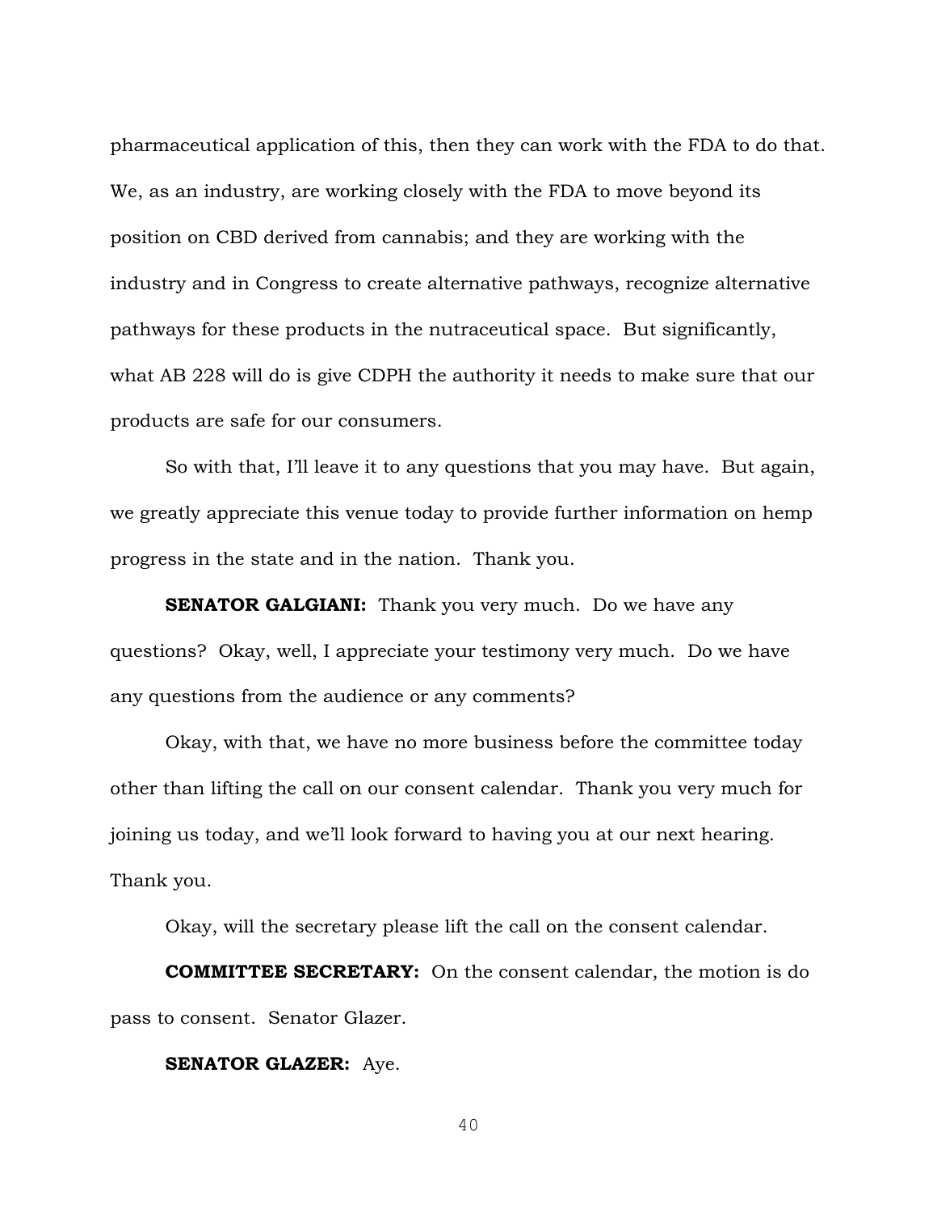pharmaceutical application of this, then they can work with the FDA to do that. We, as an industry, are working closely with the FDA to move beyond its position on CBD derived from cannabis; and they are working with the industry and in Congress to create alternative pathways, recognize alternative pathways for these products in the nutraceutical space. But significantly, what AB 228 will do is give CDPH the authority it needs to make sure that our products are safe for our consumers.

So with that, I'll leave it to any questions that you may have. But again, we greatly appreciate this venue today to provide further information on hemp progress in the state and in the nation. Thank you.

**SENATOR GALGIANI:** Thank you very much. Do we have any questions? Okay, well, I appreciate your testimony very much. Do we have any questions from the audience or any comments?

Okay, with that, we have no more business before the committee today other than lifting the call on our consent calendar. Thank you very much for joining us today, and we'll look forward to having you at our next hearing. Thank you.

Okay, will the secretary please lift the call on the consent calendar.

**COMMITTEE SECRETARY:** On the consent calendar, the motion is do pass to consent. Senator Glazer.

**SENATOR GLAZER:** Aye.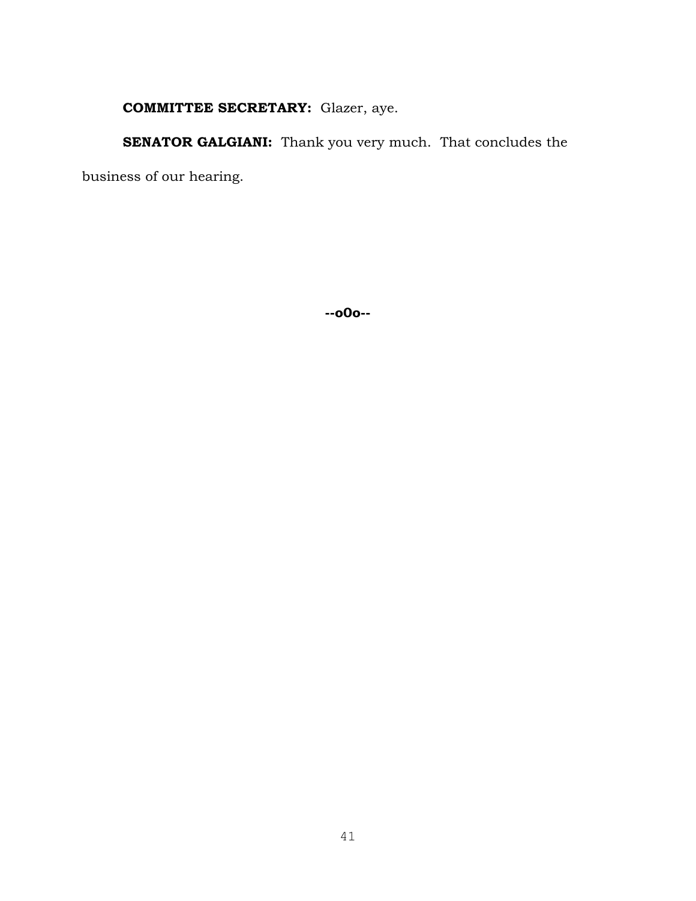**COMMITTEE SECRETARY:** Glazer, aye.

**SENATOR GALGIANI:** Thank you very much. That concludes the business of our hearing.

**--o0o--**